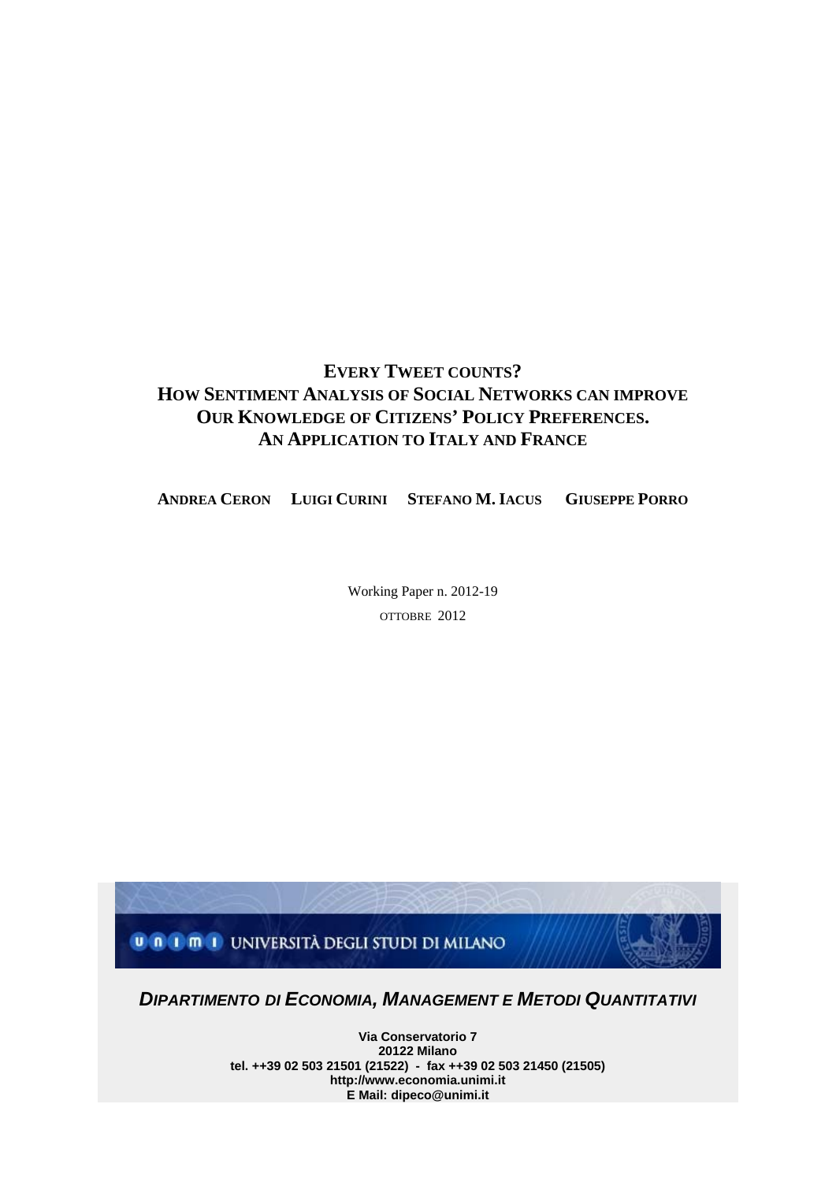# EVERY TWEET COUNTS? HOW SENTIMENT ANALYSIS OF SOCIAL NETWORKS CAN IMPROVE OUR KNOWLEDGE OF CITIZENS' POLICY PREFERENCES. AN APPLICATION TO ITALY AND FRANCE

**ANDREA CERON LUIGI CURINI STEFANO M. IACUS GIUSEPPE PORRO**

Working Paper n. 2012-19

OTTOBRE 2012

UNIVERSITÀ DEGLI STUDI DI MILANO

***DIPARTIMENTO DI ECONOMIA, MANAGEMENT E METODI QUANTITATIVI***

**Via Conservatorio 7**
**20122 Milano**
**tel. ++39 02 503 21501 (21522) - fax ++39 02 503 21450 (21505)**
**http://www.economia.unimi.it**
**E Mail: dipeco@unimi.it**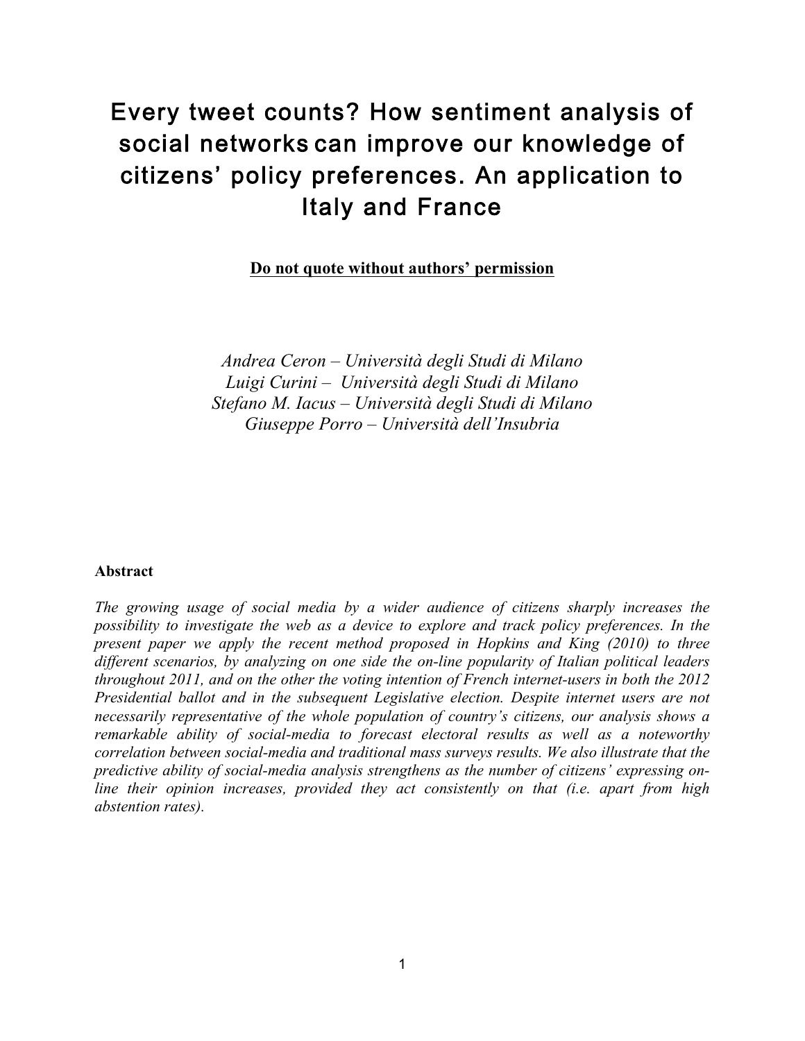# Every tweet counts? How sentiment analysis of social networks can improve our knowledge of citizens' policy preferences. An application to Italy and France

**<u>Do not quote without authors' permission</u>**

*Andrea Ceron – Università degli Studi di Milano*
*Luigi Curini – Università degli Studi di Milano*
*Stefano M. Iacus – Università degli Studi di Milano*
*Giuseppe Porro – Università dell'Insubria*

**Abstract**

*The growing usage of social media by a wider audience of citizens sharply increases the possibility to investigate the web as a device to explore and track policy preferences. In the present paper we apply the recent method proposed in Hopkins and King (2010) to three different scenarios, by analyzing on one side the on-line popularity of Italian political leaders throughout 2011, and on the other the voting intention of French internet-users in both the 2012 Presidential ballot and in the subsequent Legislative election. Despite internet users are not necessarily representative of the whole population of country's citizens, our analysis shows a remarkable ability of social-media to forecast electoral results as well as a noteworthy correlation between social-media and traditional mass surveys results. We also illustrate that the predictive ability of social-media analysis strengthens as the number of citizens' expressing on-line their opinion increases, provided they act consistently on that (i.e. apart from high abstention rates).*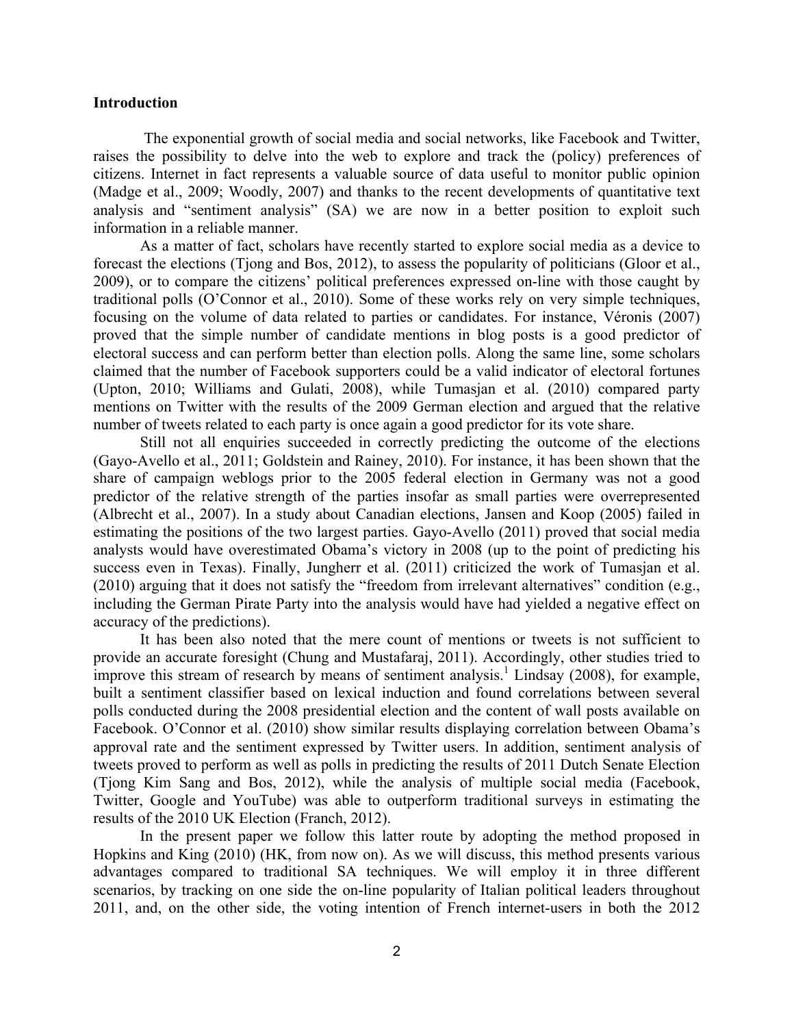## Introduction

The exponential growth of social media and social networks, like Facebook and Twitter, raises the possibility to delve into the web to explore and track the (policy) preferences of citizens. Internet in fact represents a valuable source of data useful to monitor public opinion (Madge et al., 2009; Woodly, 2007) and thanks to the recent developments of quantitative text analysis and "sentiment analysis" (SA) we are now in a better position to exploit such information in a reliable manner.

As a matter of fact, scholars have recently started to explore social media as a device to forecast the elections (Tjong and Bos, 2012), to assess the popularity of politicians (Gloor et al., 2009), or to compare the citizens' political preferences expressed on-line with those caught by traditional polls (O'Connor et al., 2010). Some of these works rely on very simple techniques, focusing on the volume of data related to parties or candidates. For instance, Véronis (2007) proved that the simple number of candidate mentions in blog posts is a good predictor of electoral success and can perform better than election polls. Along the same line, some scholars claimed that the number of Facebook supporters could be a valid indicator of electoral fortunes (Upton, 2010; Williams and Gulati, 2008), while Tumasjan et al. (2010) compared party mentions on Twitter with the results of the 2009 German election and argued that the relative number of tweets related to each party is once again a good predictor for its vote share.

Still not all enquiries succeeded in correctly predicting the outcome of the elections (Gayo-Avello et al., 2011; Goldstein and Rainey, 2010). For instance, it has been shown that the share of campaign weblogs prior to the 2005 federal election in Germany was not a good predictor of the relative strength of the parties insofar as small parties were overrepresented (Albrecht et al., 2007). In a study about Canadian elections, Jansen and Koop (2005) failed in estimating the positions of the two largest parties. Gayo-Avello (2011) proved that social media analysts would have overestimated Obama's victory in 2008 (up to the point of predicting his success even in Texas). Finally, Jungherr et al. (2011) criticized the work of Tumasjan et al. (2010) arguing that it does not satisfy the "freedom from irrelevant alternatives" condition (e.g., including the German Pirate Party into the analysis would have had yielded a negative effect on accuracy of the predictions).

It has been also noted that the mere count of mentions or tweets is not sufficient to provide an accurate foresight (Chung and Mustafaraj, 2011). Accordingly, other studies tried to improve this stream of research by means of sentiment analysis.[1] Lindsay (2008), for example, built a sentiment classifier based on lexical induction and found correlations between several polls conducted during the 2008 presidential election and the content of wall posts available on Facebook. O'Connor et al. (2010) show similar results displaying correlation between Obama's approval rate and the sentiment expressed by Twitter users. In addition, sentiment analysis of tweets proved to perform as well as polls in predicting the results of 2011 Dutch Senate Election (Tjong Kim Sang and Bos, 2012), while the analysis of multiple social media (Facebook, Twitter, Google and YouTube) was able to outperform traditional surveys in estimating the results of the 2010 UK Election (Franch, 2012).

In the present paper we follow this latter route by adopting the method proposed in Hopkins and King (2010) (HK, from now on). As we will discuss, this method presents various advantages compared to traditional SA techniques. We will employ it in three different scenarios, by tracking on one side the on-line popularity of Italian political leaders throughout 2011, and, on the other side, the voting intention of French internet-users in both the 2012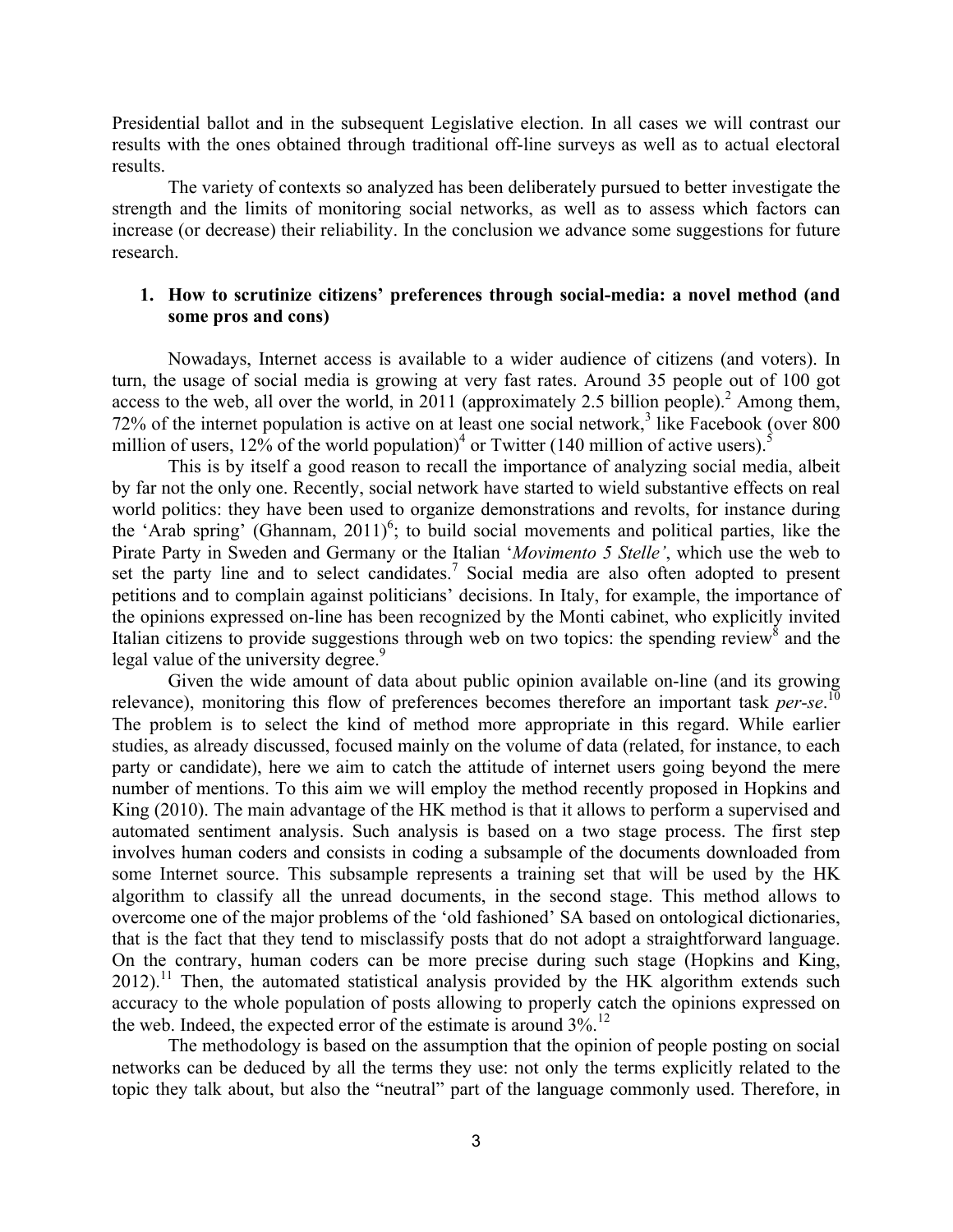Presidential ballot and in the subsequent Legislative election. In all cases we will contrast our results with the ones obtained through traditional off-line surveys as well as to actual electoral results.

The variety of contexts so analyzed has been deliberately pursued to better investigate the strength and the limits of monitoring social networks, as well as to assess which factors can increase (or decrease) their reliability. In the conclusion we advance some suggestions for future research.

## 1. How to scrutinize citizens' preferences through social-media: a novel method (and some pros and cons)

Nowadays, Internet access is available to a wider audience of citizens (and voters). In turn, the usage of social media is growing at very fast rates. Around 35 people out of 100 got access to the web, all over the world, in 2011 (approximately 2.5 billion people).[2] Among them, 72% of the internet population is active on at least one social network,[3] like Facebook (over 800 million of users, 12% of the world population)[4] or Twitter (140 million of active users).[5]

This is by itself a good reason to recall the importance of analyzing social media, albeit by far not the only one. Recently, social network have started to wield substantive effects on real world politics: they have been used to organize demonstrations and revolts, for instance during the 'Arab spring' (Ghannam, 2011)[6]; to build social movements and political parties, like the Pirate Party in Sweden and Germany or the Italian '*Movimento 5 Stelle'*, which use the web to set the party line and to select candidates.[7] Social media are also often adopted to present petitions and to complain against politicians' decisions. In Italy, for example, the importance of the opinions expressed on-line has been recognized by the Monti cabinet, who explicitly invited Italian citizens to provide suggestions through web on two topics: the spending review[8] and the legal value of the university degree.[9]

Given the wide amount of data about public opinion available on-line (and its growing relevance), monitoring this flow of preferences becomes therefore an important task *per-se*.[10] The problem is to select the kind of method more appropriate in this regard. While earlier studies, as already discussed, focused mainly on the volume of data (related, for instance, to each party or candidate), here we aim to catch the attitude of internet users going beyond the mere number of mentions. To this aim we will employ the method recently proposed in Hopkins and King (2010). The main advantage of the HK method is that it allows to perform a supervised and automated sentiment analysis. Such analysis is based on a two stage process. The first step involves human coders and consists in coding a subsample of the documents downloaded from some Internet source. This subsample represents a training set that will be used by the HK algorithm to classify all the unread documents, in the second stage. This method allows to overcome one of the major problems of the 'old fashioned' SA based on ontological dictionaries, that is the fact that they tend to misclassify posts that do not adopt a straightforward language. On the contrary, human coders can be more precise during such stage (Hopkins and King, 2012).[11] Then, the automated statistical analysis provided by the HK algorithm extends such accuracy to the whole population of posts allowing to properly catch the opinions expressed on the web. Indeed, the expected error of the estimate is around 3%.[12]

The methodology is based on the assumption that the opinion of people posting on social networks can be deduced by all the terms they use: not only the terms explicitly related to the topic they talk about, but also the "neutral" part of the language commonly used. Therefore, in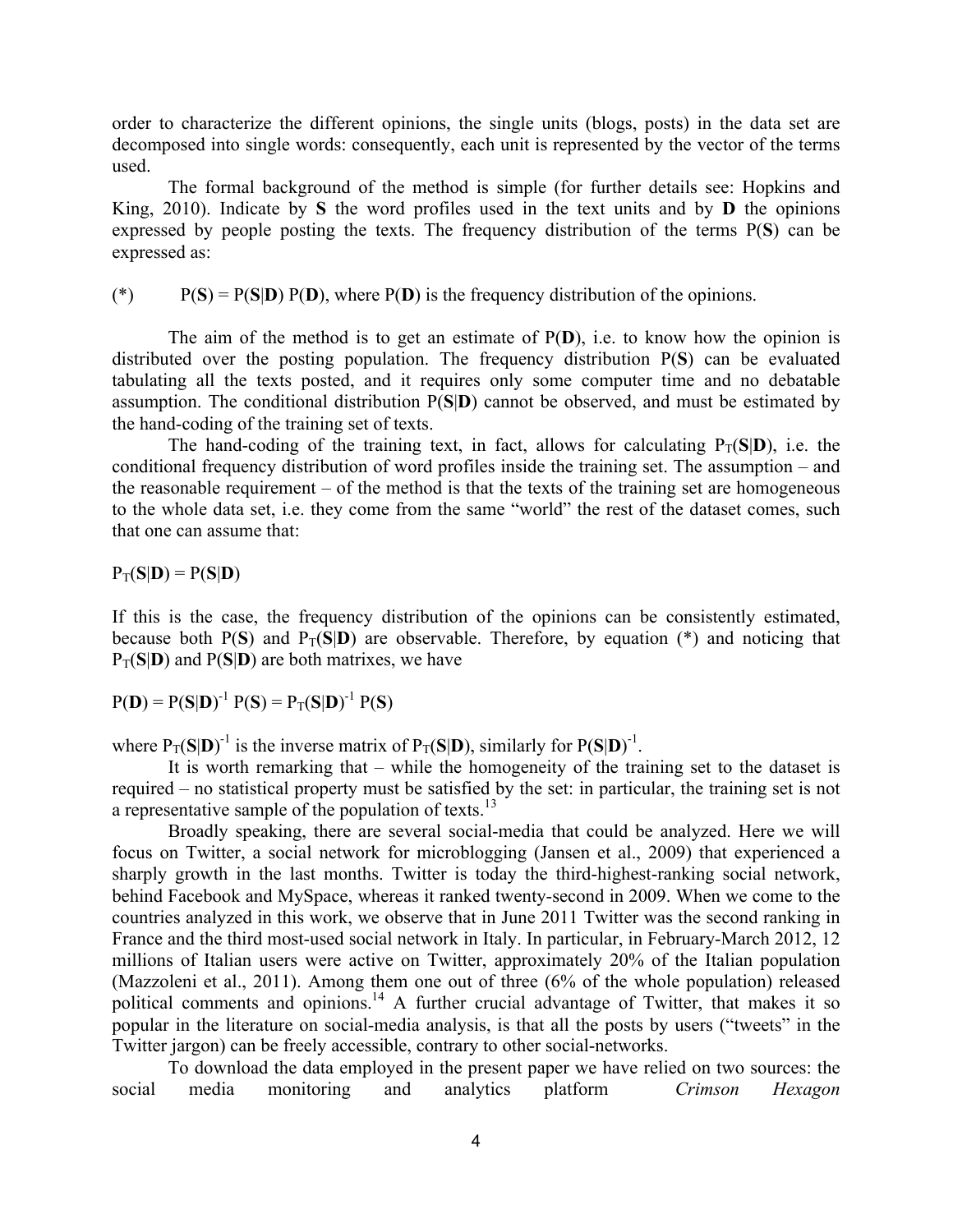order to characterize the different opinions, the single units (blogs, posts) in the data set are decomposed into single words: consequently, each unit is represented by the vector of the terms used.

The formal background of the method is simple (for further details see: Hopkins and King, 2010). Indicate by **S** the word profiles used in the text units and by **D** the opinions expressed by people posting the texts. The frequency distribution of the terms P(**S**) can be expressed as:

(*) $\quad P(\mathbf{S}) = P(\mathbf{S}|\mathbf{D})\, P(\mathbf{D})$, where P(**D**) is the frequency distribution of the opinions.

The aim of the method is to get an estimate of P(**D**), i.e. to know how the opinion is distributed over the posting population. The frequency distribution P(**S**) can be evaluated tabulating all the texts posted, and it requires only some computer time and no debatable assumption. The conditional distribution P(**S**|**D**) cannot be observed, and must be estimated by the hand-coding of the training set of texts.

The hand-coding of the training text, in fact, allows for calculating $P_T(\mathbf{S}|\mathbf{D})$, i.e. the conditional frequency distribution of word profiles inside the training set. The assumption – and the reasonable requirement – of the method is that the texts of the training set are homogeneous to the whole data set, i.e. they come from the same "world" the rest of the dataset comes, such that one can assume that:

$$P_T(\mathbf{S}|\mathbf{D}) = P(\mathbf{S}|\mathbf{D})$$

If this is the case, the frequency distribution of the opinions can be consistently estimated, because both P(**S**) and $P_T(\mathbf{S}|\mathbf{D})$ are observable. Therefore, by equation (*) and noticing that $P_T(\mathbf{S}|\mathbf{D})$ and P(**S**|**D**) are both matrixes, we have

$$P(\mathbf{D}) = P(\mathbf{S}|\mathbf{D})^{-1}\, P(\mathbf{S}) = P_T(\mathbf{S}|\mathbf{D})^{-1}\, P(\mathbf{S})$$

where $P_T(\mathbf{S}|\mathbf{D})^{-1}$ is the inverse matrix of $P_T(\mathbf{S}|\mathbf{D})$, similarly for $P(\mathbf{S}|\mathbf{D})^{-1}$.

It is worth remarking that – while the homogeneity of the training set to the dataset is required – no statistical property must be satisfied by the set: in particular, the training set is not a representative sample of the population of texts.[13]

Broadly speaking, there are several social-media that could be analyzed. Here we will focus on Twitter, a social network for microblogging (Jansen et al., 2009) that experienced a sharply growth in the last months. Twitter is today the third-highest-ranking social network, behind Facebook and MySpace, whereas it ranked twenty-second in 2009. When we come to the countries analyzed in this work, we observe that in June 2011 Twitter was the second ranking in France and the third most-used social network in Italy. In particular, in February-March 2012, 12 millions of Italian users were active on Twitter, approximately 20% of the Italian population (Mazzoleni et al., 2011). Among them one out of three (6% of the whole population) released political comments and opinions.[14] A further crucial advantage of Twitter, that makes it so popular in the literature on social-media analysis, is that all the posts by users ("tweets" in the Twitter jargon) can be freely accessible, contrary to other social-networks.

To download the data employed in the present paper we have relied on two sources: the social media monitoring and analytics platform *Crimson Hexagon*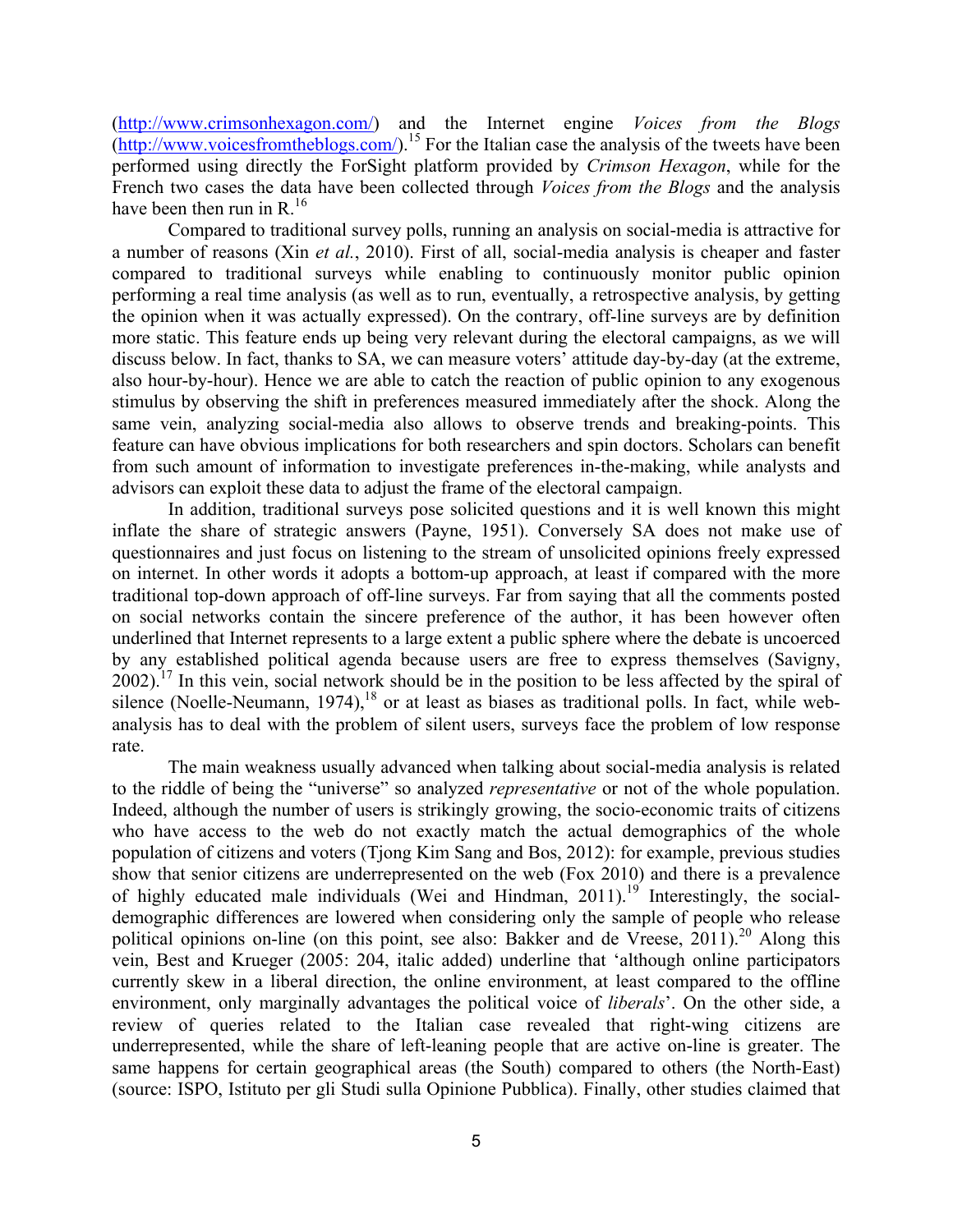(http://www.crimsonhexagon.com/) and the Internet engine *Voices from the Blogs* (http://www.voicesfromtheblogs.com/).[15] For the Italian case the analysis of the tweets have been performed using directly the ForSight platform provided by *Crimson Hexagon*, while for the French two cases the data have been collected through *Voices from the Blogs* and the analysis have been then run in R.[16]

Compared to traditional survey polls, running an analysis on social-media is attractive for a number of reasons (Xin *et al.*, 2010). First of all, social-media analysis is cheaper and faster compared to traditional surveys while enabling to continuously monitor public opinion performing a real time analysis (as well as to run, eventually, a retrospective analysis, by getting the opinion when it was actually expressed). On the contrary, off-line surveys are by definition more static. This feature ends up being very relevant during the electoral campaigns, as we will discuss below. In fact, thanks to SA, we can measure voters' attitude day-by-day (at the extreme, also hour-by-hour). Hence we are able to catch the reaction of public opinion to any exogenous stimulus by observing the shift in preferences measured immediately after the shock. Along the same vein, analyzing social-media also allows to observe trends and breaking-points. This feature can have obvious implications for both researchers and spin doctors. Scholars can benefit from such amount of information to investigate preferences in-the-making, while analysts and advisors can exploit these data to adjust the frame of the electoral campaign.

In addition, traditional surveys pose solicited questions and it is well known this might inflate the share of strategic answers (Payne, 1951). Conversely SA does not make use of questionnaires and just focus on listening to the stream of unsolicited opinions freely expressed on internet. In other words it adopts a bottom-up approach, at least if compared with the more traditional top-down approach of off-line surveys. Far from saying that all the comments posted on social networks contain the sincere preference of the author, it has been however often underlined that Internet represents to a large extent a public sphere where the debate is uncoerced by any established political agenda because users are free to express themselves (Savigny, 2002).[17] In this vein, social network should be in the position to be less affected by the spiral of silence (Noelle-Neumann, 1974),[18] or at least as biases as traditional polls. In fact, while web-analysis has to deal with the problem of silent users, surveys face the problem of low response rate.

The main weakness usually advanced when talking about social-media analysis is related to the riddle of being the "universe" so analyzed *representative* or not of the whole population. Indeed, although the number of users is strikingly growing, the socio-economic traits of citizens who have access to the web do not exactly match the actual demographics of the whole population of citizens and voters (Tjong Kim Sang and Bos, 2012): for example, previous studies show that senior citizens are underrepresented on the web (Fox 2010) and there is a prevalence of highly educated male individuals (Wei and Hindman, 2011).[19] Interestingly, the social-demographic differences are lowered when considering only the sample of people who release political opinions on-line (on this point, see also: Bakker and de Vreese, 2011).[20] Along this vein, Best and Krueger (2005: 204, italic added) underline that 'although online participators currently skew in a liberal direction, the online environment, at least compared to the offline environment, only marginally advantages the political voice of *liberals*'. On the other side, a review of queries related to the Italian case revealed that right-wing citizens are underrepresented, while the share of left-leaning people that are active on-line is greater. The same happens for certain geographical areas (the South) compared to others (the North-East) (source: ISPO, Istituto per gli Studi sulla Opinione Pubblica). Finally, other studies claimed that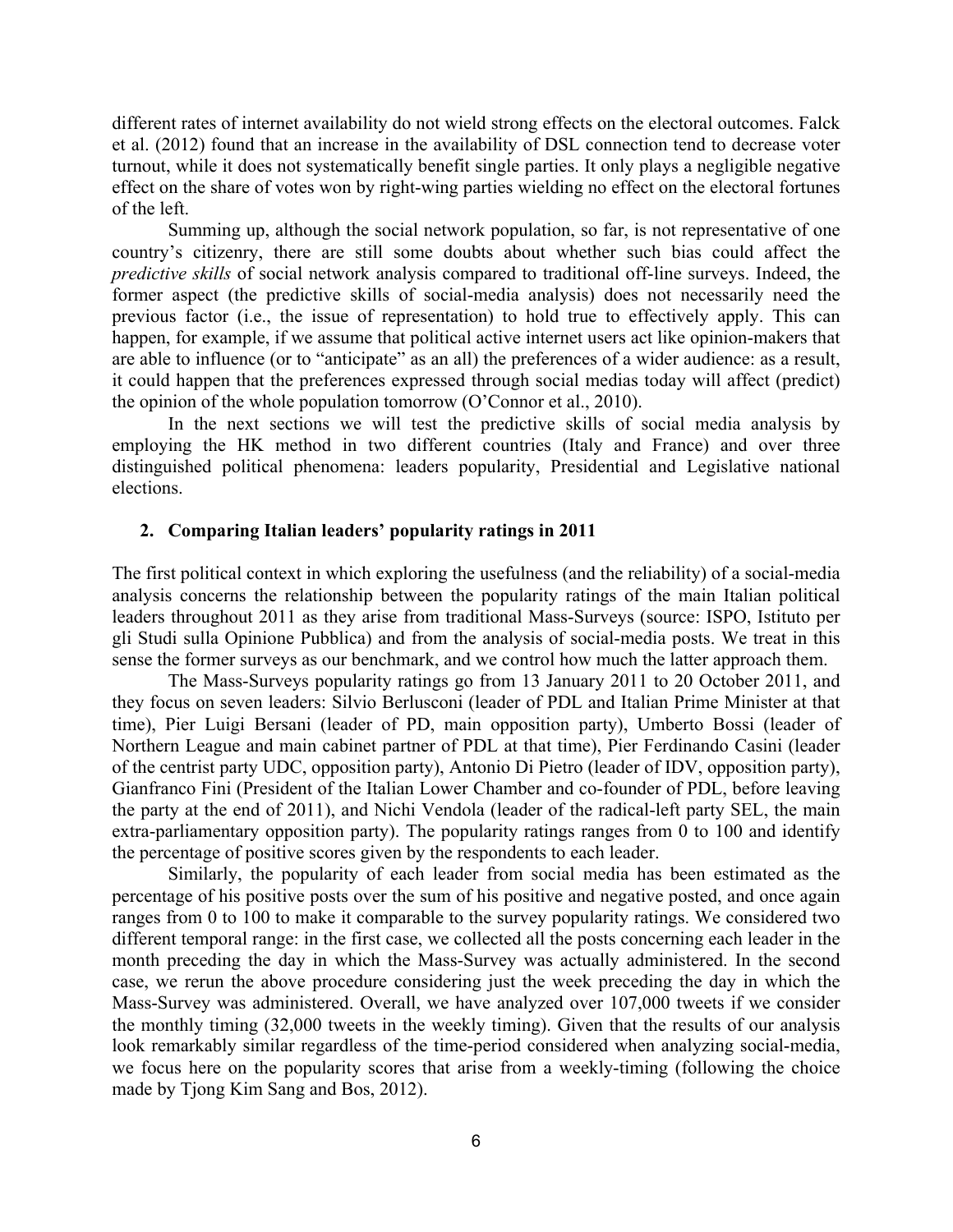different rates of internet availability do not wield strong effects on the electoral outcomes. Falck et al. (2012) found that an increase in the availability of DSL connection tend to decrease voter turnout, while it does not systematically benefit single parties. It only plays a negligible negative effect on the share of votes won by right-wing parties wielding no effect on the electoral fortunes of the left.

Summing up, although the social network population, so far, is not representative of one country's citizenry, there are still some doubts about whether such bias could affect the *predictive skills* of social network analysis compared to traditional off-line surveys. Indeed, the former aspect (the predictive skills of social-media analysis) does not necessarily need the previous factor (i.e., the issue of representation) to hold true to effectively apply. This can happen, for example, if we assume that political active internet users act like opinion-makers that are able to influence (or to "anticipate" as an all) the preferences of a wider audience: as a result, it could happen that the preferences expressed through social medias today will affect (predict) the opinion of the whole population tomorrow (O'Connor et al., 2010).

In the next sections we will test the predictive skills of social media analysis by employing the HK method in two different countries (Italy and France) and over three distinguished political phenomena: leaders popularity, Presidential and Legislative national elections.

## 2. Comparing Italian leaders' popularity ratings in 2011

The first political context in which exploring the usefulness (and the reliability) of a social-media analysis concerns the relationship between the popularity ratings of the main Italian political leaders throughout 2011 as they arise from traditional Mass-Surveys (source: ISPO, Istituto per gli Studi sulla Opinione Pubblica) and from the analysis of social-media posts. We treat in this sense the former surveys as our benchmark, and we control how much the latter approach them.

The Mass-Surveys popularity ratings go from 13 January 2011 to 20 October 2011, and they focus on seven leaders: Silvio Berlusconi (leader of PDL and Italian Prime Minister at that time), Pier Luigi Bersani (leader of PD, main opposition party), Umberto Bossi (leader of Northern League and main cabinet partner of PDL at that time), Pier Ferdinando Casini (leader of the centrist party UDC, opposition party), Antonio Di Pietro (leader of IDV, opposition party), Gianfranco Fini (President of the Italian Lower Chamber and co-founder of PDL, before leaving the party at the end of 2011), and Nichi Vendola (leader of the radical-left party SEL, the main extra-parliamentary opposition party). The popularity ratings ranges from 0 to 100 and identify the percentage of positive scores given by the respondents to each leader.

Similarly, the popularity of each leader from social media has been estimated as the percentage of his positive posts over the sum of his positive and negative posted, and once again ranges from 0 to 100 to make it comparable to the survey popularity ratings. We considered two different temporal range: in the first case, we collected all the posts concerning each leader in the month preceding the day in which the Mass-Survey was actually administered. In the second case, we rerun the above procedure considering just the week preceding the day in which the Mass-Survey was administered. Overall, we have analyzed over 107,000 tweets if we consider the monthly timing (32,000 tweets in the weekly timing). Given that the results of our analysis look remarkably similar regardless of the time-period considered when analyzing social-media, we focus here on the popularity scores that arise from a weekly-timing (following the choice made by Tjong Kim Sang and Bos, 2012).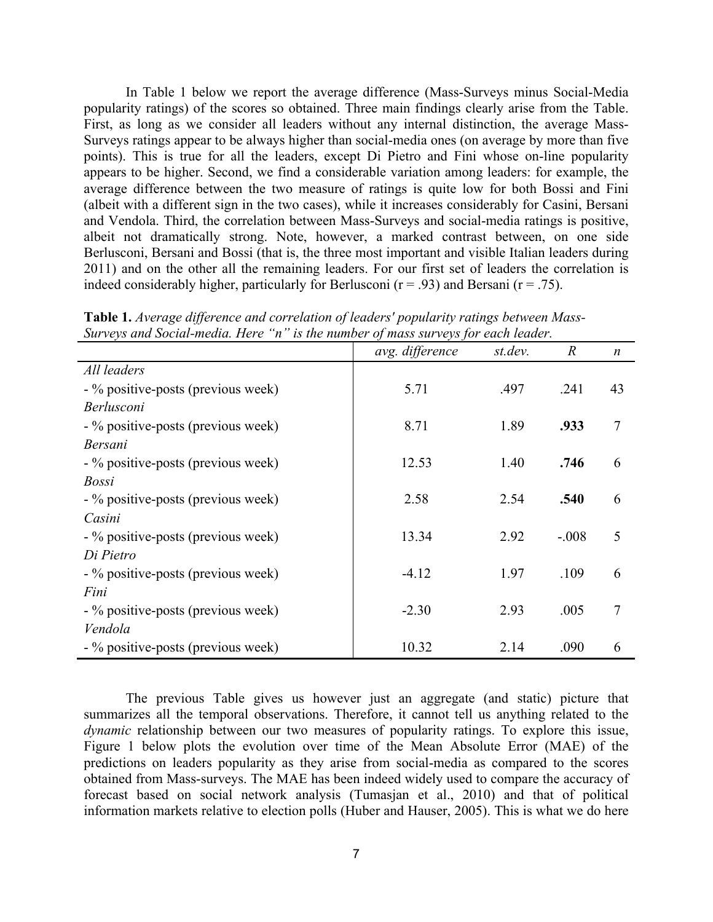In Table 1 below we report the average difference (Mass-Surveys minus Social-Media popularity ratings) of the scores so obtained. Three main findings clearly arise from the Table. First, as long as we consider all leaders without any internal distinction, the average Mass-Surveys ratings appear to be always higher than social-media ones (on average by more than five points). This is true for all the leaders, except Di Pietro and Fini whose on-line popularity appears to be higher. Second, we find a considerable variation among leaders: for example, the average difference between the two measure of ratings is quite low for both Bossi and Fini (albeit with a different sign in the two cases), while it increases considerably for Casini, Bersani and Vendola. Third, the correlation between Mass-Surveys and social-media ratings is positive, albeit not dramatically strong. Note, however, a marked contrast between, on one side Berlusconi, Bersani and Bossi (that is, the three most important and visible Italian leaders during 2011) and on the other all the remaining leaders. For our first set of leaders the correlation is indeed considerably higher, particularly for Berlusconi ($r = .93$) and Bersani ($r = .75$).

**Table 1.** *Average difference and correlation of leaders' popularity ratings between Mass-Surveys and Social-media. Here "n" is the number of mass surveys for each leader.*

| | *avg. difference* | *st.dev.* | *R* | *n* |
|---|---|---|---|---|
| *All leaders* | | | | |
| - % positive-posts (previous week) | 5.71 | .497 | .241 | 43 |
| *Berlusconi* | | | | |
| - % positive-posts (previous week) | 8.71 | 1.89 | **.933** | 7 |
| *Bersani* | | | | |
| - % positive-posts (previous week) | 12.53 | 1.40 | **.746** | 6 |
| *Bossi* | | | | |
| - % positive-posts (previous week) | 2.58 | 2.54 | **.540** | 6 |
| *Casini* | | | | |
| - % positive-posts (previous week) | 13.34 | 2.92 | -.008 | 5 |
| *Di Pietro* | | | | |
| - % positive-posts (previous week) | -4.12 | 1.97 | .109 | 6 |
| *Fini* | | | | |
| - % positive-posts (previous week) | -2.30 | 2.93 | .005 | 7 |
| *Vendola* | | | | |
| - % positive-posts (previous week) | 10.32 | 2.14 | .090 | 6 |

The previous Table gives us however just an aggregate (and static) picture that summarizes all the temporal observations. Therefore, it cannot tell us anything related to the *dynamic* relationship between our two measures of popularity ratings. To explore this issue, Figure 1 below plots the evolution over time of the Mean Absolute Error (MAE) of the predictions on leaders popularity as they arise from social-media as compared to the scores obtained from Mass-surveys. The MAE has been indeed widely used to compare the accuracy of forecast based on social network analysis (Tumasjan et al., 2010) and that of political information markets relative to election polls (Huber and Hauser, 2005). This is what we do here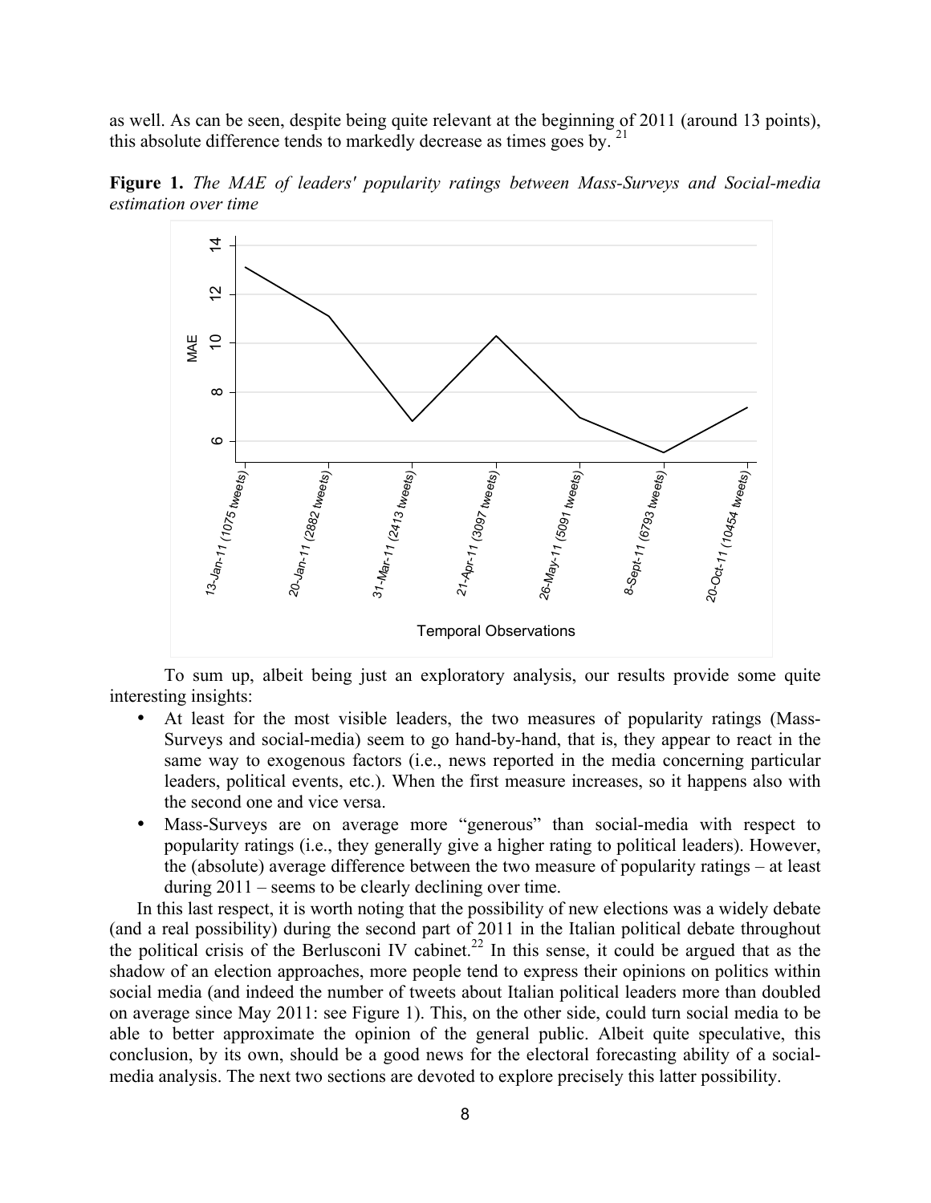as well. As can be seen, despite being quite relevant at the beginning of 2011 (around 13 points), this absolute difference tends to markedly decrease as times goes by. [21]

**Figure 1.** *The MAE of leaders' popularity ratings between Mass-Surveys and Social-media estimation over time*

MAE

14
12
10
8
6

13-Jan-11 (1075 tweets)
20-Jan-11 (2882 tweets)
31-Mar-11 (2413 tweets)
21-Apr-11 (3097 tweets)
26-May-11 (5091 tweets)
8-Sept-11 (6793 tweets)
20-Oct-11 (10454 tweets)

Temporal Observations

To sum up, albeit being just an exploratory analysis, our results provide some quite interesting insights:

- At least for the most visible leaders, the two measures of popularity ratings (Mass-Surveys and social-media) seem to go hand-by-hand, that is, they appear to react in the same way to exogenous factors (i.e., news reported in the media concerning particular leaders, political events, etc.). When the first measure increases, so it happens also with the second one and vice versa.
- Mass-Surveys are on average more "generous" than social-media with respect to popularity ratings (i.e., they generally give a higher rating to political leaders). However, the (absolute) average difference between the two measure of popularity ratings – at least during 2011 – seems to be clearly declining over time.

In this last respect, it is worth noting that the possibility of new elections was a widely debate (and a real possibility) during the second part of 2011 in the Italian political debate throughout the political crisis of the Berlusconi IV cabinet.[22] In this sense, it could be argued that as the shadow of an election approaches, more people tend to express their opinions on politics within social media (and indeed the number of tweets about Italian political leaders more than doubled on average since May 2011: see Figure 1). This, on the other side, could turn social media to be able to better approximate the opinion of the general public. Albeit quite speculative, this conclusion, by its own, should be a good news for the electoral forecasting ability of a social-media analysis. The next two sections are devoted to explore precisely this latter possibility.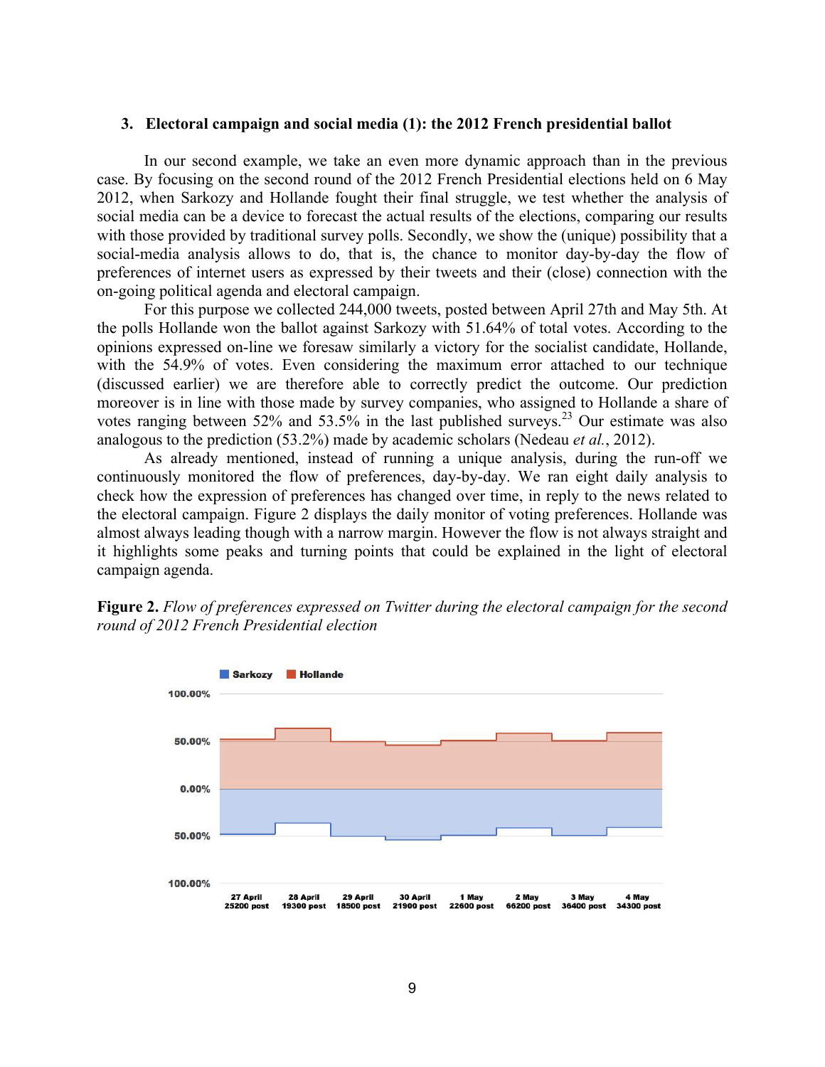### 3. Electoral campaign and social media (1): the 2012 French presidential ballot

In our second example, we take an even more dynamic approach than in the previous case. By focusing on the second round of the 2012 French Presidential elections held on 6 May 2012, when Sarkozy and Hollande fought their final struggle, we test whether the analysis of social media can be a device to forecast the actual results of the elections, comparing our results with those provided by traditional survey polls. Secondly, we show the (unique) possibility that a social-media analysis allows to do, that is, the chance to monitor day-by-day the flow of preferences of internet users as expressed by their tweets and their (close) connection with the on-going political agenda and electoral campaign.

For this purpose we collected 244,000 tweets, posted between April 27th and May 5th. At the polls Hollande won the ballot against Sarkozy with 51.64% of total votes. According to the opinions expressed on-line we foresaw similarly a victory for the socialist candidate, Hollande, with the 54.9% of votes. Even considering the maximum error attached to our technique (discussed earlier) we are therefore able to correctly predict the outcome. Our prediction moreover is in line with those made by survey companies, who assigned to Hollande a share of votes ranging between 52% and 53.5% in the last published surveys.[23] Our estimate was also analogous to the prediction (53.2%) made by academic scholars (Nedeau *et al.*, 2012).

As already mentioned, instead of running a unique analysis, during the run-off we continuously monitored the flow of preferences, day-by-day. We ran eight daily analysis to check how the expression of preferences has changed over time, in reply to the news related to the electoral campaign. Figure 2 displays the daily monitor of voting preferences. Hollande was almost always leading though with a narrow margin. However the flow is not always straight and it highlights some peaks and turning points that could be explained in the light of electoral campaign agenda.

**Figure 2.** *Flow of preferences expressed on Twitter during the electoral campaign for the second round of 2012 French Presidential election*

Sarkozy Hollande

100.00%
50.00%
0.00%
50.00%
100.00%

27 April 25200 post
28 April 19300 post
29 April 18500 post
30 April 21900 post
1 May 22600 post
2 May 66200 post
3 May 36400 post
4 May 34300 post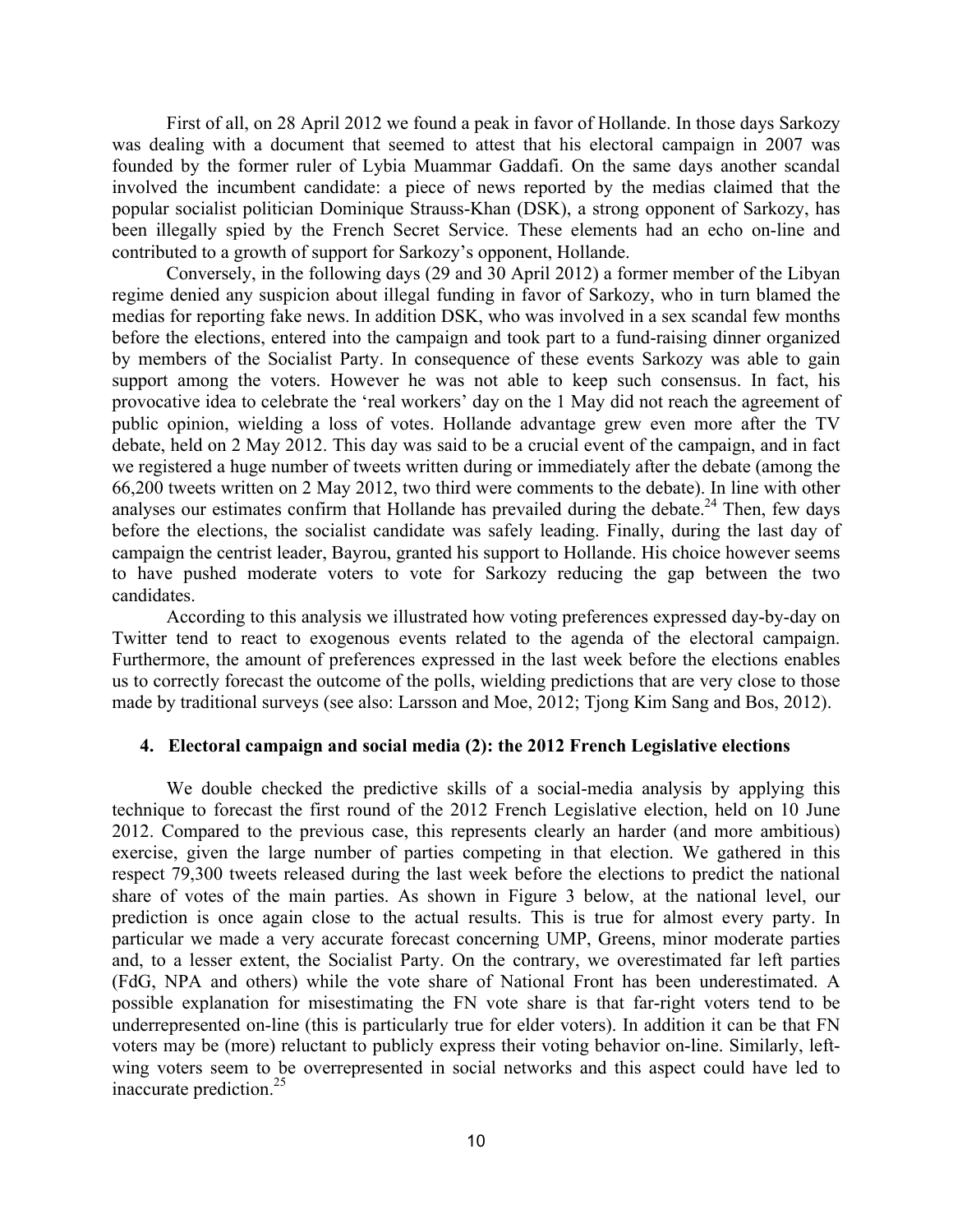First of all, on 28 April 2012 we found a peak in favor of Hollande. In those days Sarkozy was dealing with a document that seemed to attest that his electoral campaign in 2007 was founded by the former ruler of Lybia Muammar Gaddafi. On the same days another scandal involved the incumbent candidate: a piece of news reported by the medias claimed that the popular socialist politician Dominique Strauss-Khan (DSK), a strong opponent of Sarkozy, has been illegally spied by the French Secret Service. These elements had an echo on-line and contributed to a growth of support for Sarkozy's opponent, Hollande.

Conversely, in the following days (29 and 30 April 2012) a former member of the Libyan regime denied any suspicion about illegal funding in favor of Sarkozy, who in turn blamed the medias for reporting fake news. In addition DSK, who was involved in a sex scandal few months before the elections, entered into the campaign and took part to a fund-raising dinner organized by members of the Socialist Party. In consequence of these events Sarkozy was able to gain support among the voters. However he was not able to keep such consensus. In fact, his provocative idea to celebrate the 'real workers' day on the 1 May did not reach the agreement of public opinion, wielding a loss of votes. Hollande advantage grew even more after the TV debate, held on 2 May 2012. This day was said to be a crucial event of the campaign, and in fact we registered a huge number of tweets written during or immediately after the debate (among the 66,200 tweets written on 2 May 2012, two third were comments to the debate). In line with other analyses our estimates confirm that Hollande has prevailed during the debate.[24] Then, few days before the elections, the socialist candidate was safely leading. Finally, during the last day of campaign the centrist leader, Bayrou, granted his support to Hollande. His choice however seems to have pushed moderate voters to vote for Sarkozy reducing the gap between the two candidates.

According to this analysis we illustrated how voting preferences expressed day-by-day on Twitter tend to react to exogenous events related to the agenda of the electoral campaign. Furthermore, the amount of preferences expressed in the last week before the elections enables us to correctly forecast the outcome of the polls, wielding predictions that are very close to those made by traditional surveys (see also: Larsson and Moe, 2012; Tjong Kim Sang and Bos, 2012).

## 4. Electoral campaign and social media (2): the 2012 French Legislative elections

We double checked the predictive skills of a social-media analysis by applying this technique to forecast the first round of the 2012 French Legislative election, held on 10 June 2012. Compared to the previous case, this represents clearly an harder (and more ambitious) exercise, given the large number of parties competing in that election. We gathered in this respect 79,300 tweets released during the last week before the elections to predict the national share of votes of the main parties. As shown in Figure 3 below, at the national level, our prediction is once again close to the actual results. This is true for almost every party. In particular we made a very accurate forecast concerning UMP, Greens, minor moderate parties and, to a lesser extent, the Socialist Party. On the contrary, we overestimated far left parties (FdG, NPA and others) while the vote share of National Front has been underestimated. A possible explanation for misestimating the FN vote share is that far-right voters tend to be underrepresented on-line (this is particularly true for elder voters). In addition it can be that FN voters may be (more) reluctant to publicly express their voting behavior on-line. Similarly, left-wing voters seem to be overrepresented in social networks and this aspect could have led to inaccurate prediction.[25]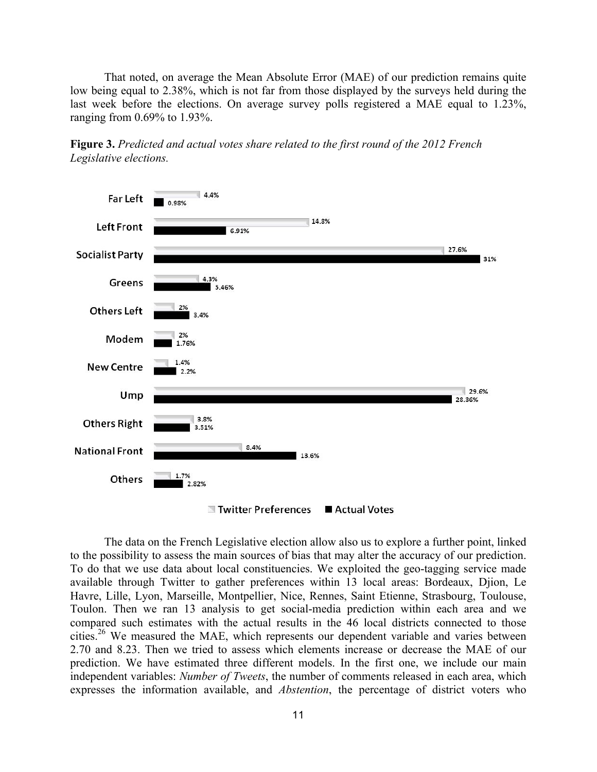That noted, on average the Mean Absolute Error (MAE) of our prediction remains quite low being equal to 2.38%, which is not far from those displayed by the surveys held during the last week before the elections. On average survey polls registered a MAE equal to 1.23%, ranging from 0.69% to 1.93%.

**Figure 3.** *Predicted and actual votes share related to the first round of the 2012 French Legislative elections.*

Far Left 4.4% 0.98%
Left Front 14.8% 6.91%
Socialist Party 27.6% 31%
Greens 4.3% 5.46%
Others Left 2% 3.4%
Modem 2% 1.76%
New Centre 1.4% 2.2%
Ump 29.6% 28.36%
Others Right 3.8% 3.51%
National Front 8.4% 13.6%
Others 1.7% 2.82%

Twitter Preferences ■ Actual Votes

The data on the French Legislative election allow also us to explore a further point, linked to the possibility to assess the main sources of bias that may alter the accuracy of our prediction. To do that we use data about local constituencies. We exploited the geo-tagging service made available through Twitter to gather preferences within 13 local areas: Bordeaux, Djion, Le Havre, Lille, Lyon, Marseille, Montpellier, Nice, Rennes, Saint Etienne, Strasbourg, Toulouse, Toulon. Then we ran 13 analysis to get social-media prediction within each area and we compared such estimates with the actual results in the 46 local districts connected to those cities.[26] We measured the MAE, which represents our dependent variable and varies between 2.70 and 8.23. Then we tried to assess which elements increase or decrease the MAE of our prediction. We have estimated three different models. In the first one, we include our main independent variables: *Number of Tweets*, the number of comments released in each area, which expresses the information available, and *Abstention*, the percentage of district voters who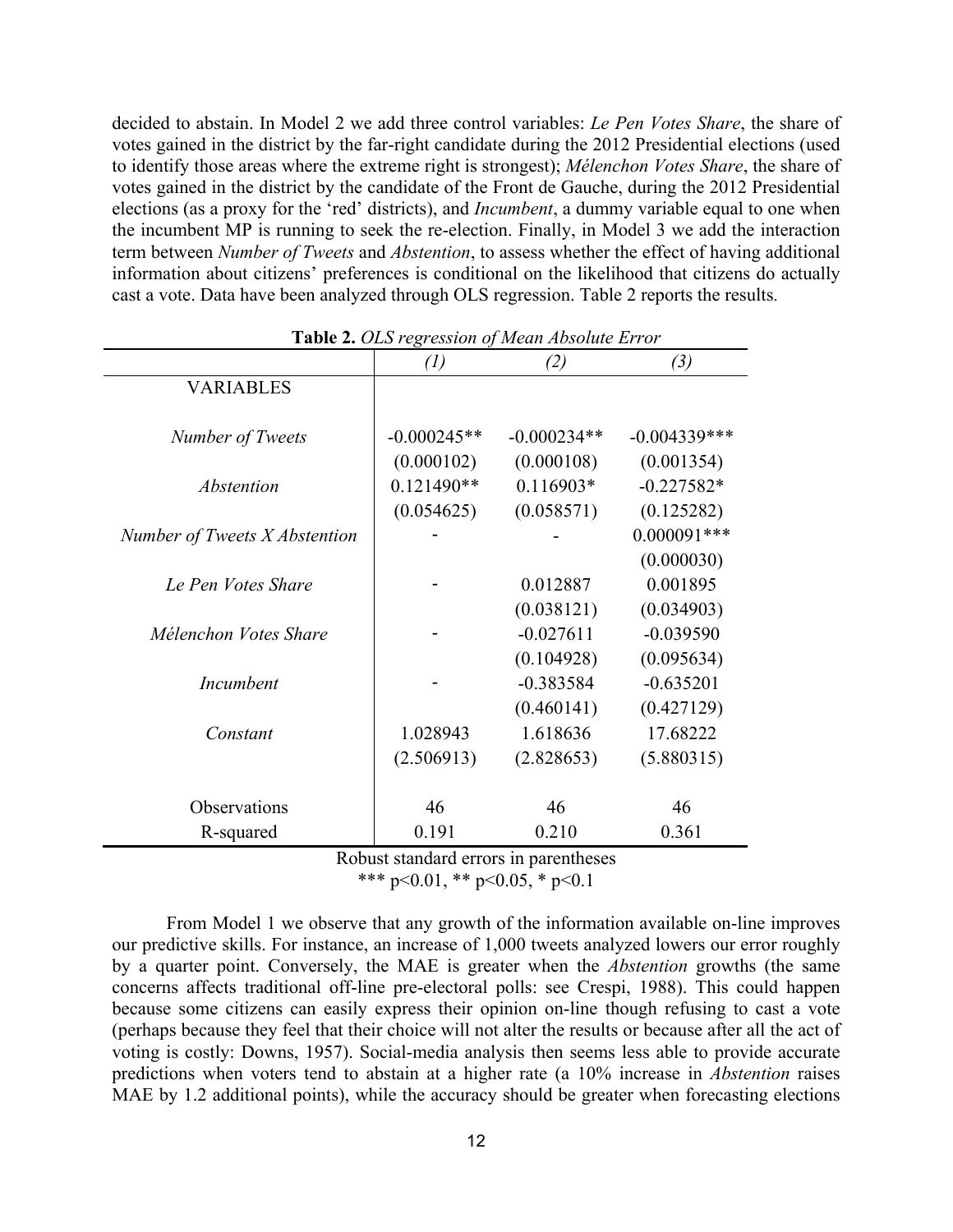decided to abstain. In Model 2 we add three control variables: *Le Pen Votes Share*, the share of votes gained in the district by the far-right candidate during the 2012 Presidential elections (used to identify those areas where the extreme right is strongest); *Mélenchon Votes Share*, the share of votes gained in the district by the candidate of the Front de Gauche, during the 2012 Presidential elections (as a proxy for the 'red' districts), and *Incumbent*, a dummy variable equal to one when the incumbent MP is running to seek the re-election. Finally, in Model 3 we add the interaction term between *Number of Tweets* and *Abstention*, to assess whether the effect of having additional information about citizens' preferences is conditional on the likelihood that citizens do actually cast a vote. Data have been analyzed through OLS regression. Table 2 reports the results.

**Table 2.** *OLS regression of Mean Absolute Error*

| | *(1)* | *(2)* | *(3)* |
|---|---|---|---|
| VARIABLES | | | |
| *Number of Tweets* | -0.000245** | -0.000234** | -0.004339*** |
| | (0.000102) | (0.000108) | (0.001354) |
| *Abstention* | 0.121490** | 0.116903* | -0.227582* |
| | (0.054625) | (0.058571) | (0.125282) |
| *Number of Tweets X Abstention* | - | - | 0.000091*** |
| | | | (0.000030) |
| *Le Pen Votes Share* | - | 0.012887 | 0.001895 |
| | | (0.038121) | (0.034903) |
| *Mélenchon Votes Share* | - | -0.027611 | -0.039590 |
| | | (0.104928) | (0.095634) |
| *Incumbent* | - | -0.383584 | -0.635201 |
| | | (0.460141) | (0.427129) |
| *Constant* | 1.028943 | 1.618636 | 17.68222 |
| | (2.506913) | (2.828653) | (5.880315) |
| Observations | 46 | 46 | 46 |
| R-squared | 0.191 | 0.210 | 0.361 |

Robust standard errors in parentheses
*** $p<0.01$, ** $p<0.05$, * $p<0.1$

From Model 1 we observe that any growth of the information available on-line improves our predictive skills. For instance, an increase of 1,000 tweets analyzed lowers our error roughly by a quarter point. Conversely, the MAE is greater when the *Abstention* growths (the same concerns affects traditional off-line pre-electoral polls: see Crespi, 1988). This could happen because some citizens can easily express their opinion on-line though refusing to cast a vote (perhaps because they feel that their choice will not alter the results or because after all the act of voting is costly: Downs, 1957). Social-media analysis then seems less able to provide accurate predictions when voters tend to abstain at a higher rate (a 10% increase in *Abstention* raises MAE by 1.2 additional points), while the accuracy should be greater when forecasting elections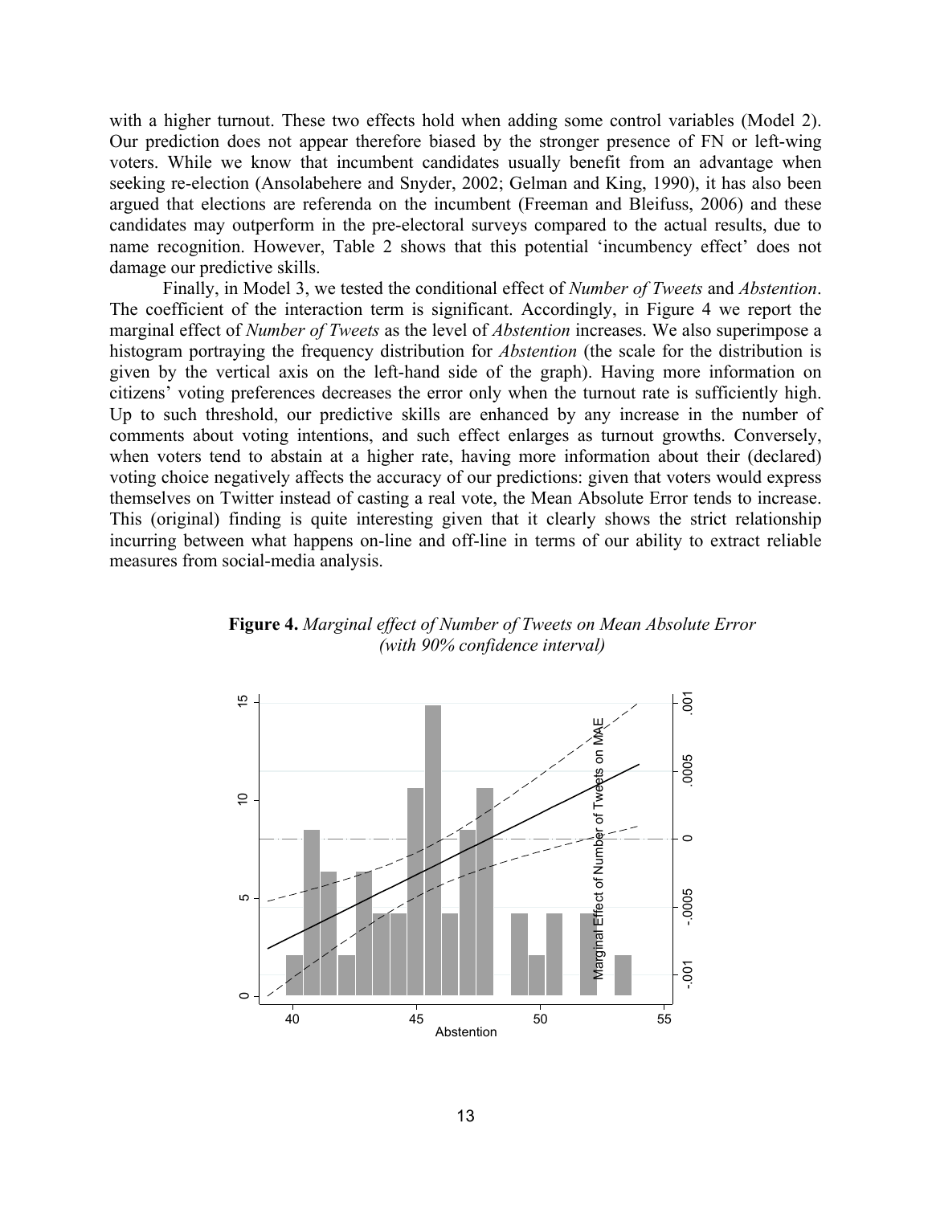with a higher turnout. These two effects hold when adding some control variables (Model 2). Our prediction does not appear therefore biased by the stronger presence of FN or left-wing voters. While we know that incumbent candidates usually benefit from an advantage when seeking re-election (Ansolabehere and Snyder, 2002; Gelman and King, 1990), it has also been argued that elections are referenda on the incumbent (Freeman and Bleifuss, 2006) and these candidates may outperform in the pre-electoral surveys compared to the actual results, due to name recognition. However, Table 2 shows that this potential 'incumbency effect' does not damage our predictive skills.

Finally, in Model 3, we tested the conditional effect of *Number of Tweets* and *Abstention*. The coefficient of the interaction term is significant. Accordingly, in Figure 4 we report the marginal effect of *Number of Tweets* as the level of *Abstention* increases. We also superimpose a histogram portraying the frequency distribution for *Abstention* (the scale for the distribution is given by the vertical axis on the left-hand side of the graph). Having more information on citizens' voting preferences decreases the error only when the turnout rate is sufficiently high. Up to such threshold, our predictive skills are enhanced by any increase in the number of comments about voting intentions, and such effect enlarges as turnout growths. Conversely, when voters tend to abstain at a higher rate, having more information about their (declared) voting choice negatively affects the accuracy of our predictions: given that voters would express themselves on Twitter instead of casting a real vote, the Mean Absolute Error tends to increase. This (original) finding is quite interesting given that it clearly shows the strict relationship incurring between what happens on-line and off-line in terms of our ability to extract reliable measures from social-media analysis.

**Figure 4.** *Marginal effect of Number of Tweets on Mean Absolute Error (with 90% confidence interval)*

0
5
10
15

40
45
50
55
Abstention

Marginal Effect of Number of Tweets on MAE

-.001
-.0005
0
.0005
.001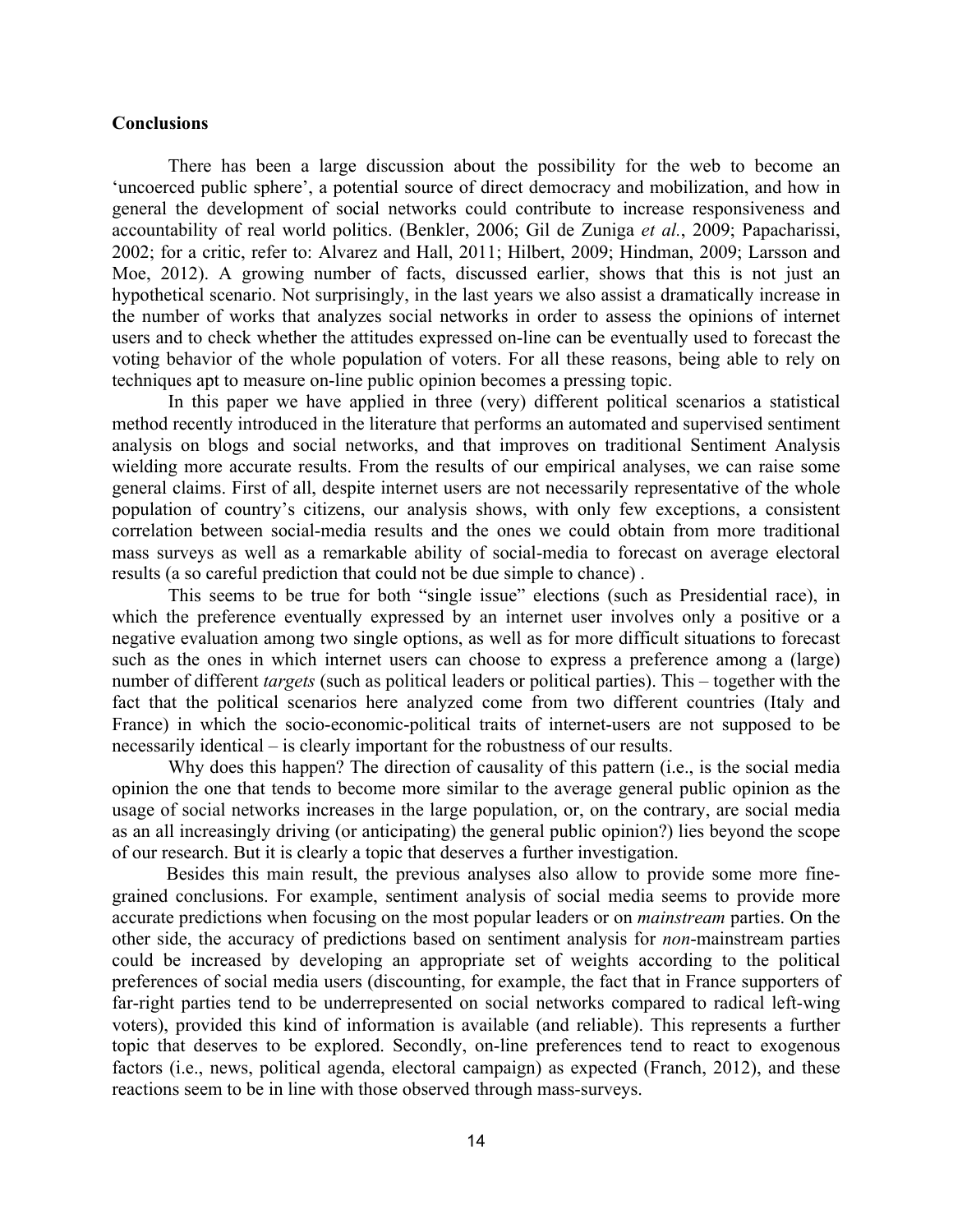**Conclusions**

There has been a large discussion about the possibility for the web to become an 'uncoerced public sphere', a potential source of direct democracy and mobilization, and how in general the development of social networks could contribute to increase responsiveness and accountability of real world politics. (Benkler, 2006; Gil de Zuniga *et al.*, 2009; Papacharissi, 2002; for a critic, refer to: Alvarez and Hall, 2011; Hilbert, 2009; Hindman, 2009; Larsson and Moe, 2012). A growing number of facts, discussed earlier, shows that this is not just an hypothetical scenario. Not surprisingly, in the last years we also assist a dramatically increase in the number of works that analyzes social networks in order to assess the opinions of internet users and to check whether the attitudes expressed on-line can be eventually used to forecast the voting behavior of the whole population of voters. For all these reasons, being able to rely on techniques apt to measure on-line public opinion becomes a pressing topic.

In this paper we have applied in three (very) different political scenarios a statistical method recently introduced in the literature that performs an automated and supervised sentiment analysis on blogs and social networks, and that improves on traditional Sentiment Analysis wielding more accurate results. From the results of our empirical analyses, we can raise some general claims. First of all, despite internet users are not necessarily representative of the whole population of country's citizens, our analysis shows, with only few exceptions, a consistent correlation between social-media results and the ones we could obtain from more traditional mass surveys as well as a remarkable ability of social-media to forecast on average electoral results (a so careful prediction that could not be due simple to chance) .

This seems to be true for both "single issue" elections (such as Presidential race), in which the preference eventually expressed by an internet user involves only a positive or a negative evaluation among two single options, as well as for more difficult situations to forecast such as the ones in which internet users can choose to express a preference among a (large) number of different *targets* (such as political leaders or political parties). This – together with the fact that the political scenarios here analyzed come from two different countries (Italy and France) in which the socio-economic-political traits of internet-users are not supposed to be necessarily identical – is clearly important for the robustness of our results.

Why does this happen? The direction of causality of this pattern (i.e., is the social media opinion the one that tends to become more similar to the average general public opinion as the usage of social networks increases in the large population, or, on the contrary, are social media as an all increasingly driving (or anticipating) the general public opinion?) lies beyond the scope of our research. But it is clearly a topic that deserves a further investigation.

Besides this main result, the previous analyses also allow to provide some more fine-grained conclusions. For example, sentiment analysis of social media seems to provide more accurate predictions when focusing on the most popular leaders or on *mainstream* parties. On the other side, the accuracy of predictions based on sentiment analysis for *non*-mainstream parties could be increased by developing an appropriate set of weights according to the political preferences of social media users (discounting, for example, the fact that in France supporters of far-right parties tend to be underrepresented on social networks compared to radical left-wing voters), provided this kind of information is available (and reliable). This represents a further topic that deserves to be explored. Secondly, on-line preferences tend to react to exogenous factors (i.e., news, political agenda, electoral campaign) as expected (Franch, 2012), and these reactions seem to be in line with those observed through mass-surveys.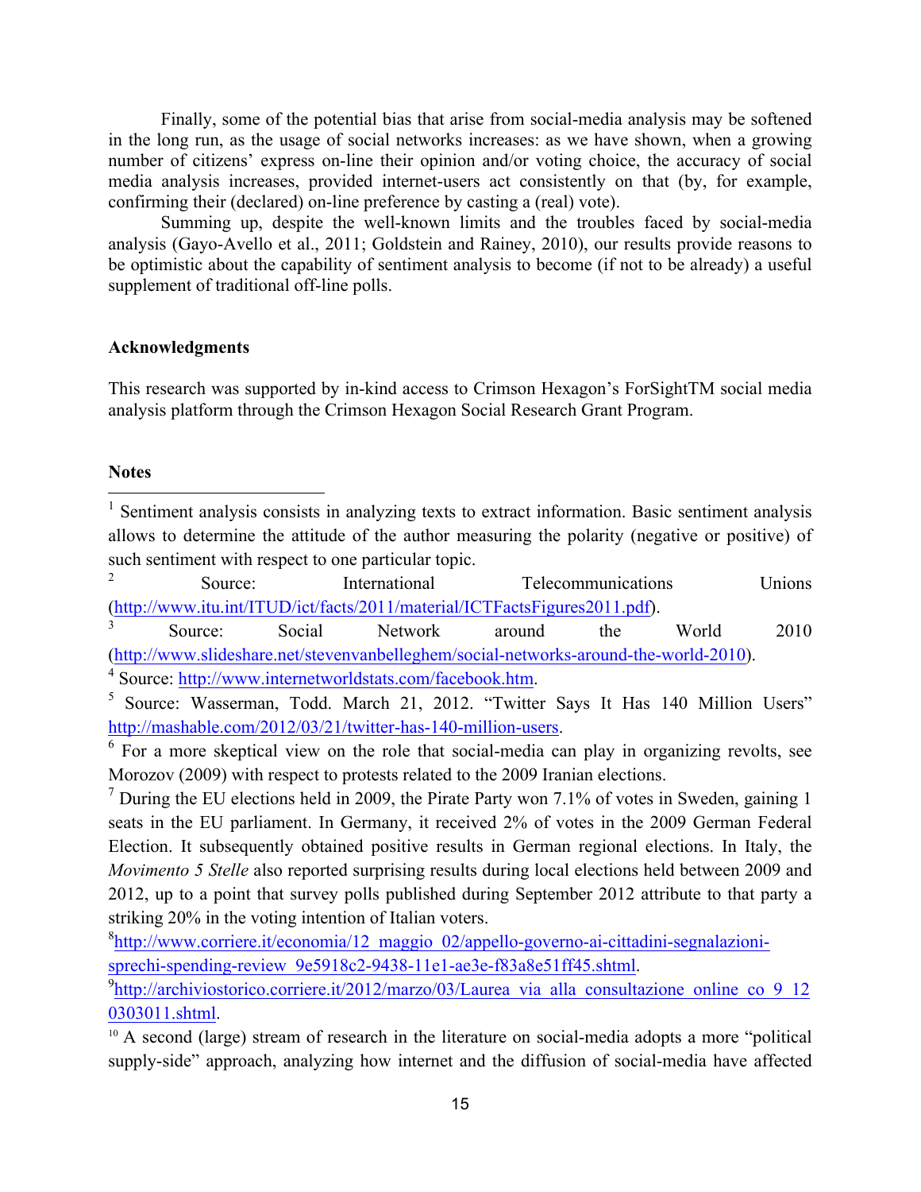Finally, some of the potential bias that arise from social-media analysis may be softened in the long run, as the usage of social networks increases: as we have shown, when a growing number of citizens' express on-line their opinion and/or voting choice, the accuracy of social media analysis increases, provided internet-users act consistently on that (by, for example, confirming their (declared) on-line preference by casting a (real) vote).

Summing up, despite the well-known limits and the troubles faced by social-media analysis (Gayo-Avello et al., 2011; Goldstein and Rainey, 2010), our results provide reasons to be optimistic about the capability of sentiment analysis to become (if not to be already) a useful supplement of traditional off-line polls.

**Acknowledgments**

This research was supported by in-kind access to Crimson Hexagon's ForSightTM social media analysis platform through the Crimson Hexagon Social Research Grant Program.

**Notes**

[1] Sentiment analysis consists in analyzing texts to extract information. Basic sentiment analysis allows to determine the attitude of the author measuring the polarity (negative or positive) of such sentiment with respect to one particular topic.

[2] Source: International Telecommunications Unions (http://www.itu.int/ITUD/ict/facts/2011/material/ICTFactsFigures2011.pdf).

[3] Source: Social Network around the World 2010 (http://www.slideshare.net/stevenvanbelleghem/social-networks-around-the-world-2010).

[4] Source: http://www.internetworldstats.com/facebook.htm.

[5] Source: Wasserman, Todd. March 21, 2012. "Twitter Says It Has 140 Million Users" http://mashable.com/2012/03/21/twitter-has-140-million-users.

[6] For a more skeptical view on the role that social-media can play in organizing revolts, see Morozov (2009) with respect to protests related to the 2009 Iranian elections.

[7] During the EU elections held in 2009, the Pirate Party won 7.1% of votes in Sweden, gaining 1 seats in the EU parliament. In Germany, it received 2% of votes in the 2009 German Federal Election. It subsequently obtained positive results in German regional elections. In Italy, the *Movimento 5 Stelle* also reported surprising results during local elections held between 2009 and 2012, up to a point that survey polls published during September 2012 attribute to that party a striking 20% in the voting intention of Italian voters.

[8] http://www.corriere.it/economia/12_maggio_02/appello-governo-ai-cittadini-segnalazioni-sprechi-spending-review_9e5918c2-9438-11e1-ae3e-f83a8e51ff45.shtml.

[9] http://archiviostorico.corriere.it/2012/marzo/03/Laurea_via_alla_consultazione_online_co_9_120303011.shtml.

[10] A second (large) stream of research in the literature on social-media adopts a more "political supply-side" approach, analyzing how internet and the diffusion of social-media have affected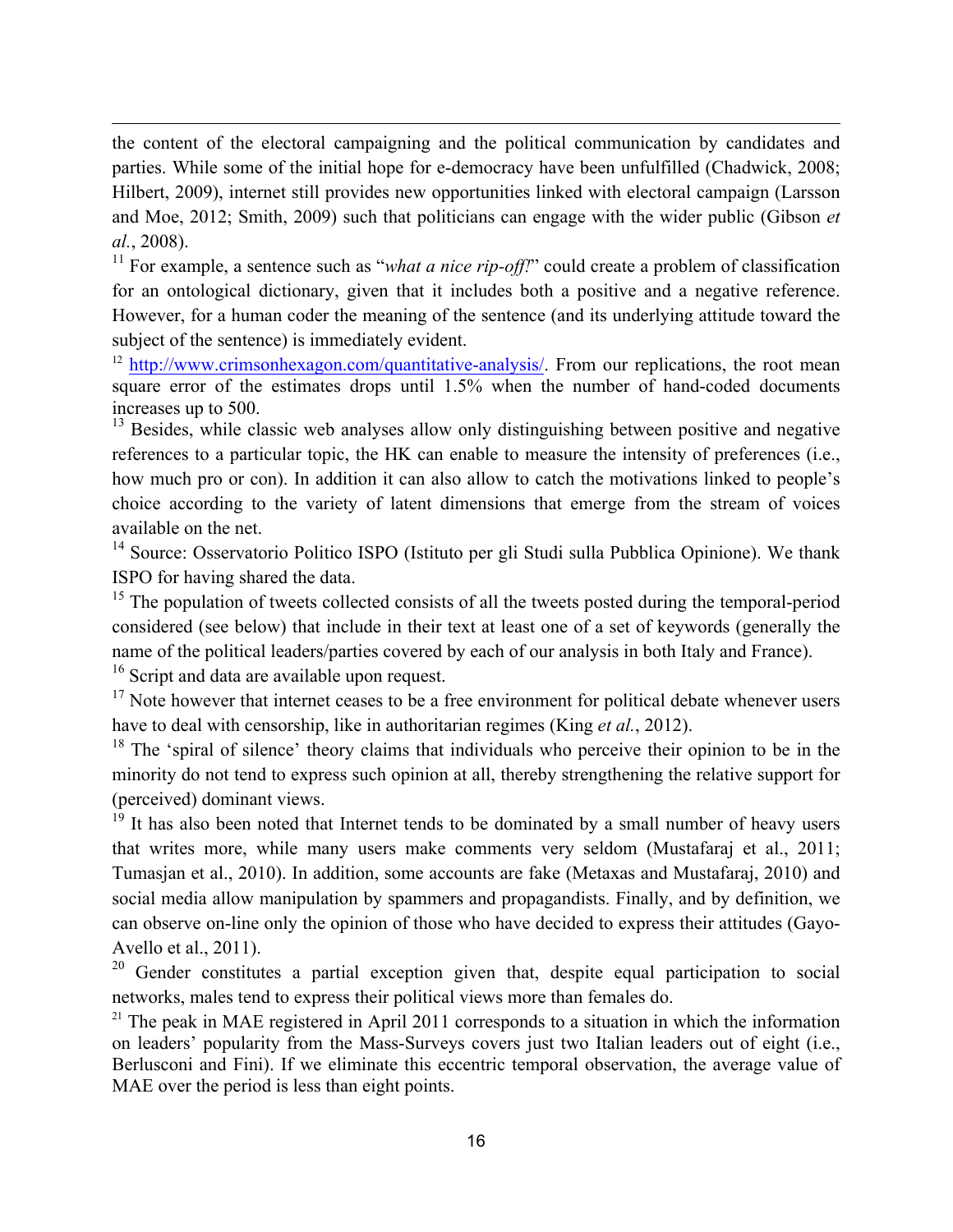the content of the electoral campaigning and the political communication by candidates and parties. While some of the initial hope for e-democracy have been unfulfilled (Chadwick, 2008; Hilbert, 2009), internet still provides new opportunities linked with electoral campaign (Larsson and Moe, 2012; Smith, 2009) such that politicians can engage with the wider public (Gibson *et al.*, 2008).

[11] For example, a sentence such as "*what a nice rip-off!*" could create a problem of classification for an ontological dictionary, given that it includes both a positive and a negative reference. However, for a human coder the meaning of the sentence (and its underlying attitude toward the subject of the sentence) is immediately evident.

[12] http://www.crimsonhexagon.com/quantitative-analysis/. From our replications, the root mean square error of the estimates drops until 1.5% when the number of hand-coded documents increases up to 500.

[13] Besides, while classic web analyses allow only distinguishing between positive and negative references to a particular topic, the HK can enable to measure the intensity of preferences (i.e., how much pro or con). In addition it can also allow to catch the motivations linked to people's choice according to the variety of latent dimensions that emerge from the stream of voices available on the net.

[14] Source: Osservatorio Politico ISPO (Istituto per gli Studi sulla Pubblica Opinione). We thank ISPO for having shared the data.

[15] The population of tweets collected consists of all the tweets posted during the temporal-period considered (see below) that include in their text at least one of a set of keywords (generally the name of the political leaders/parties covered by each of our analysis in both Italy and France).

[16] Script and data are available upon request.

[17] Note however that internet ceases to be a free environment for political debate whenever users have to deal with censorship, like in authoritarian regimes (King *et al.*, 2012).

[18] The 'spiral of silence' theory claims that individuals who perceive their opinion to be in the minority do not tend to express such opinion at all, thereby strengthening the relative support for (perceived) dominant views.

[19] It has also been noted that Internet tends to be dominated by a small number of heavy users that writes more, while many users make comments very seldom (Mustafaraj et al., 2011; Tumasjan et al., 2010). In addition, some accounts are fake (Metaxas and Mustafaraj, 2010) and social media allow manipulation by spammers and propagandists. Finally, and by definition, we can observe on-line only the opinion of those who have decided to express their attitudes (Gayo-Avello et al., 2011).

[20] Gender constitutes a partial exception given that, despite equal participation to social networks, males tend to express their political views more than females do.

[21] The peak in MAE registered in April 2011 corresponds to a situation in which the information on leaders' popularity from the Mass-Surveys covers just two Italian leaders out of eight (i.e., Berlusconi and Fini). If we eliminate this eccentric temporal observation, the average value of MAE over the period is less than eight points.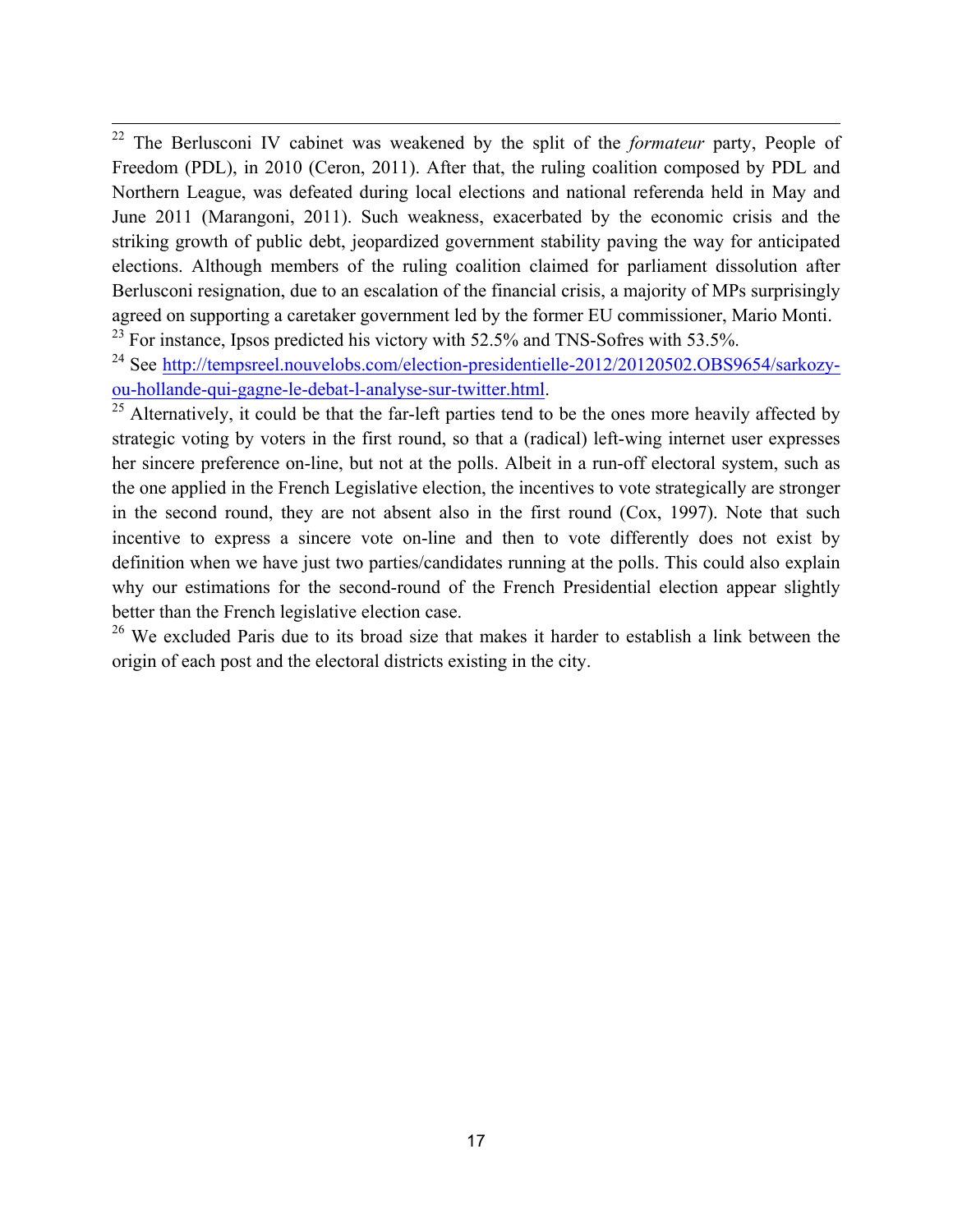[22] The Berlusconi IV cabinet was weakened by the split of the *formateur* party, People of Freedom (PDL), in 2010 (Ceron, 2011). After that, the ruling coalition composed by PDL and Northern League, was defeated during local elections and national referenda held in May and June 2011 (Marangoni, 2011). Such weakness, exacerbated by the economic crisis and the striking growth of public debt, jeopardized government stability paving the way for anticipated elections. Although members of the ruling coalition claimed for parliament dissolution after Berlusconi resignation, due to an escalation of the financial crisis, a majority of MPs surprisingly agreed on supporting a caretaker government led by the former EU commissioner, Mario Monti.

[23] For instance, Ipsos predicted his victory with 52.5% and TNS-Sofres with 53.5%.

[24] See [http://tempsreel.nouvelobs.com/election-presidentielle-2012/20120502.OBS9654/sarkozy-ou-hollande-qui-gagne-le-debat-l-analyse-sur-twitter.html](http://tempsreel.nouvelobs.com/election-presidentielle-2012/20120502.OBS9654/sarkozy-ou-hollande-qui-gagne-le-debat-l-analyse-sur-twitter.html).

[25] Alternatively, it could be that the far-left parties tend to be the ones more heavily affected by strategic voting by voters in the first round, so that a (radical) left-wing internet user expresses her sincere preference on-line, but not at the polls. Albeit in a run-off electoral system, such as the one applied in the French Legislative election, the incentives to vote strategically are stronger in the second round, they are not absent also in the first round (Cox, 1997). Note that such incentive to express a sincere vote on-line and then to vote differently does not exist by definition when we have just two parties/candidates running at the polls. This could also explain why our estimations for the second-round of the French Presidential election appear slightly better than the French legislative election case.

[26] We excluded Paris due to its broad size that makes it harder to establish a link between the origin of each post and the electoral districts existing in the city.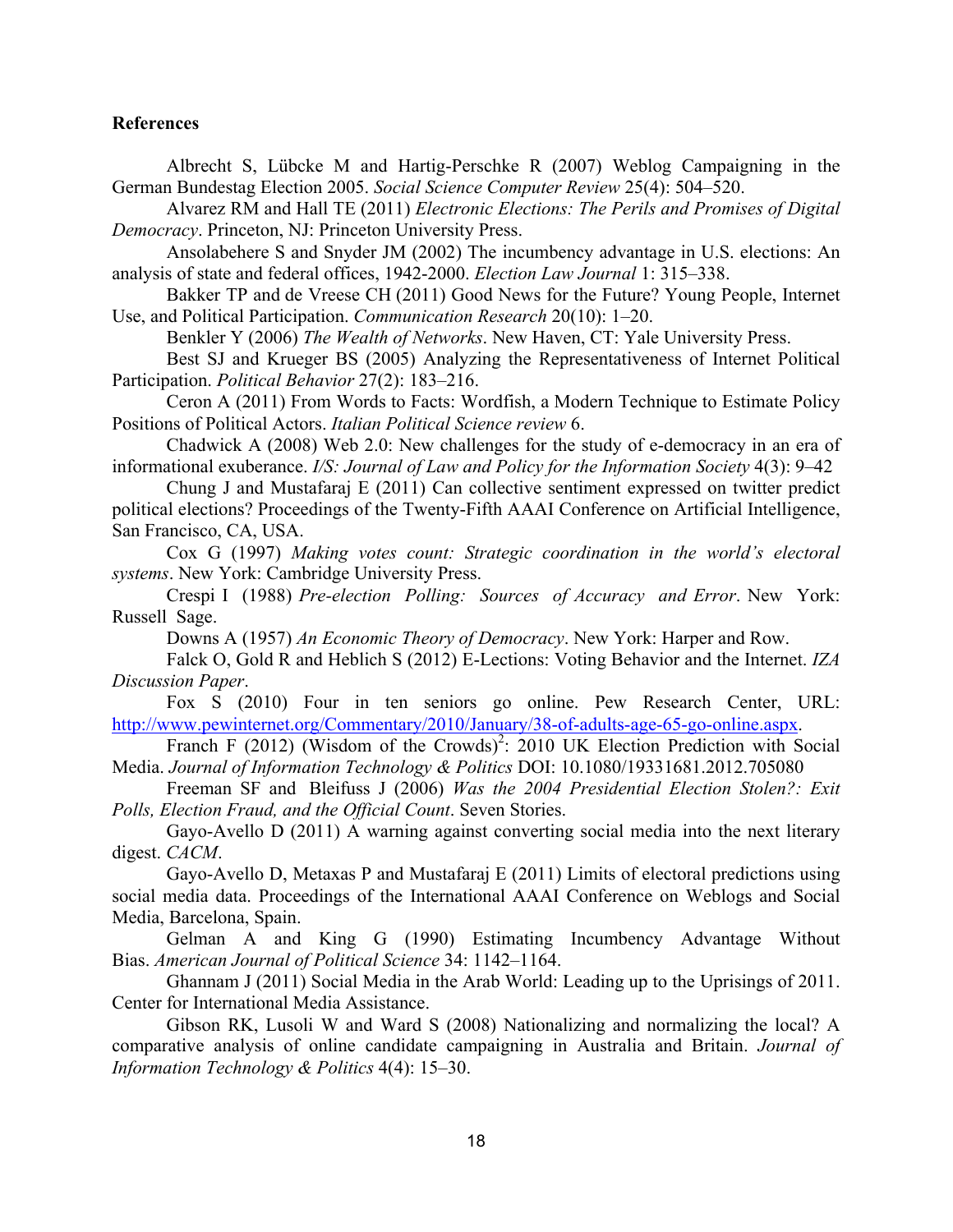**References**

Albrecht S, Lübcke M and Hartig-Perschke R (2007) Weblog Campaigning in the German Bundestag Election 2005. *Social Science Computer Review* 25(4): 504–520.

Alvarez RM and Hall TE (2011) *Electronic Elections: The Perils and Promises of Digital Democracy*. Princeton, NJ: Princeton University Press.

Ansolabehere S and Snyder JM (2002) The incumbency advantage in U.S. elections: An analysis of state and federal offices, 1942-2000. *Election Law Journal* 1: 315–338.

Bakker TP and de Vreese CH (2011) Good News for the Future? Young People, Internet Use, and Political Participation. *Communication Research* 20(10): 1–20.

Benkler Y (2006) *The Wealth of Networks*. New Haven, CT: Yale University Press.

Best SJ and Krueger BS (2005) Analyzing the Representativeness of Internet Political Participation. *Political Behavior* 27(2): 183–216.

Ceron A (2011) From Words to Facts: Wordfish, a Modern Technique to Estimate Policy Positions of Political Actors. *Italian Political Science review* 6.

Chadwick A (2008) Web 2.0: New challenges for the study of e-democracy in an era of informational exuberance. *I/S: Journal of Law and Policy for the Information Society* 4(3): 9–42

Chung J and Mustafaraj E (2011) Can collective sentiment expressed on twitter predict political elections? Proceedings of the Twenty-Fifth AAAI Conference on Artificial Intelligence, San Francisco, CA, USA.

Cox G (1997) *Making votes count: Strategic coordination in the world's electoral systems*. New York: Cambridge University Press.

Crespi I (1988) *Pre-election Polling: Sources of Accuracy and Error*. New York: Russell Sage.

Downs A (1957) *An Economic Theory of Democracy*. New York: Harper and Row.

Falck O, Gold R and Heblich S (2012) E-Lections: Voting Behavior and the Internet. *IZA Discussion Paper*.

Fox S (2010) Four in ten seniors go online. Pew Research Center, URL: http://www.pewinternet.org/Commentary/2010/January/38-of-adults-age-65-go-online.aspx.

Franch F (2012) (Wisdom of the Crowds)$^2$: 2010 UK Election Prediction with Social Media. *Journal of Information Technology & Politics* DOI: 10.1080/19331681.2012.705080

Freeman SF and Bleifuss J (2006) *Was the 2004 Presidential Election Stolen?: Exit Polls, Election Fraud, and the Official Count*. Seven Stories.

Gayo-Avello D (2011) A warning against converting social media into the next literary digest. *CACM*.

Gayo-Avello D, Metaxas P and Mustafaraj E (2011) Limits of electoral predictions using social media data. Proceedings of the International AAAI Conference on Weblogs and Social Media, Barcelona, Spain.

Gelman A and King G (1990) Estimating Incumbency Advantage Without Bias. *American Journal of Political Science* 34: 1142–1164.

Ghannam J (2011) Social Media in the Arab World: Leading up to the Uprisings of 2011. Center for International Media Assistance.

Gibson RK, Lusoli W and Ward S (2008) Nationalizing and normalizing the local? A comparative analysis of online candidate campaigning in Australia and Britain. *Journal of Information Technology & Politics* 4(4): 15–30.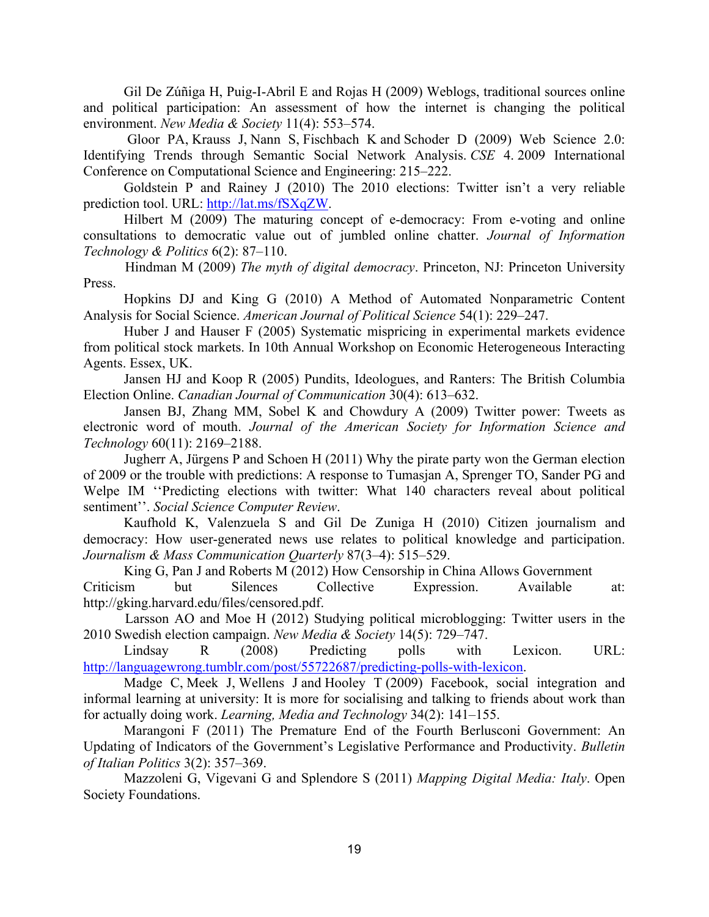Gil De Zúñiga H, Puig-I-Abril E and Rojas H (2009) Weblogs, traditional sources online and political participation: An assessment of how the internet is changing the political environment. *New Media & Society* 11(4): 553–574.

Gloor PA, Krauss J, Nann S, Fischbach K and Schoder D (2009) Web Science 2.0: Identifying Trends through Semantic Social Network Analysis. *CSE* 4. 2009 International Conference on Computational Science and Engineering: 215–222.

Goldstein P and Rainey J (2010) The 2010 elections: Twitter isn't a very reliable prediction tool. URL: http://lat.ms/fSXqZW.

Hilbert M (2009) The maturing concept of e-democracy: From e-voting and online consultations to democratic value out of jumbled online chatter. *Journal of Information Technology & Politics* 6(2): 87–110.

Hindman M (2009) *The myth of digital democracy*. Princeton, NJ: Princeton University Press.

Hopkins DJ and King G (2010) A Method of Automated Nonparametric Content Analysis for Social Science. *American Journal of Political Science* 54(1): 229–247.

Huber J and Hauser F (2005) Systematic mispricing in experimental markets evidence from political stock markets. In 10th Annual Workshop on Economic Heterogeneous Interacting Agents. Essex, UK.

Jansen HJ and Koop R (2005) Pundits, Ideologues, and Ranters: The British Columbia Election Online. *Canadian Journal of Communication* 30(4): 613–632.

Jansen BJ, Zhang MM, Sobel K and Chowdury A (2009) Twitter power: Tweets as electronic word of mouth. *Journal of the American Society for Information Science and Technology* 60(11): 2169–2188.

Jugherr A, Jürgens P and Schoen H (2011) Why the pirate party won the German election of 2009 or the trouble with predictions: A response to Tumasjan A, Sprenger TO, Sander PG and Welpe IM ''Predicting elections with twitter: What 140 characters reveal about political sentiment''. *Social Science Computer Review*.

Kaufhold K, Valenzuela S and Gil De Zuniga H (2010) Citizen journalism and democracy: How user-generated news use relates to political knowledge and participation. *Journalism & Mass Communication Quarterly* 87(3–4): 515–529.

King G, Pan J and Roberts M (2012) How Censorship in China Allows Government Criticism but Silences Collective Expression. Available at: http://gking.harvard.edu/files/censored.pdf.

Larsson AO and Moe H (2012) Studying political microblogging: Twitter users in the 2010 Swedish election campaign. *New Media & Society* 14(5): 729–747.

Lindsay R (2008) Predicting polls with Lexicon. URL: http://languagewrong.tumblr.com/post/55722687/predicting-polls-with-lexicon.

Madge C, Meek J, Wellens J and Hooley T (2009) Facebook, social integration and informal learning at university: It is more for socialising and talking to friends about work than for actually doing work. *Learning, Media and Technology* 34(2): 141–155.

Marangoni F (2011) The Premature End of the Fourth Berlusconi Government: An Updating of Indicators of the Government's Legislative Performance and Productivity. *Bulletin of Italian Politics* 3(2): 357–369.

Mazzoleni G, Vigevani G and Splendore S (2011) *Mapping Digital Media: Italy*. Open Society Foundations.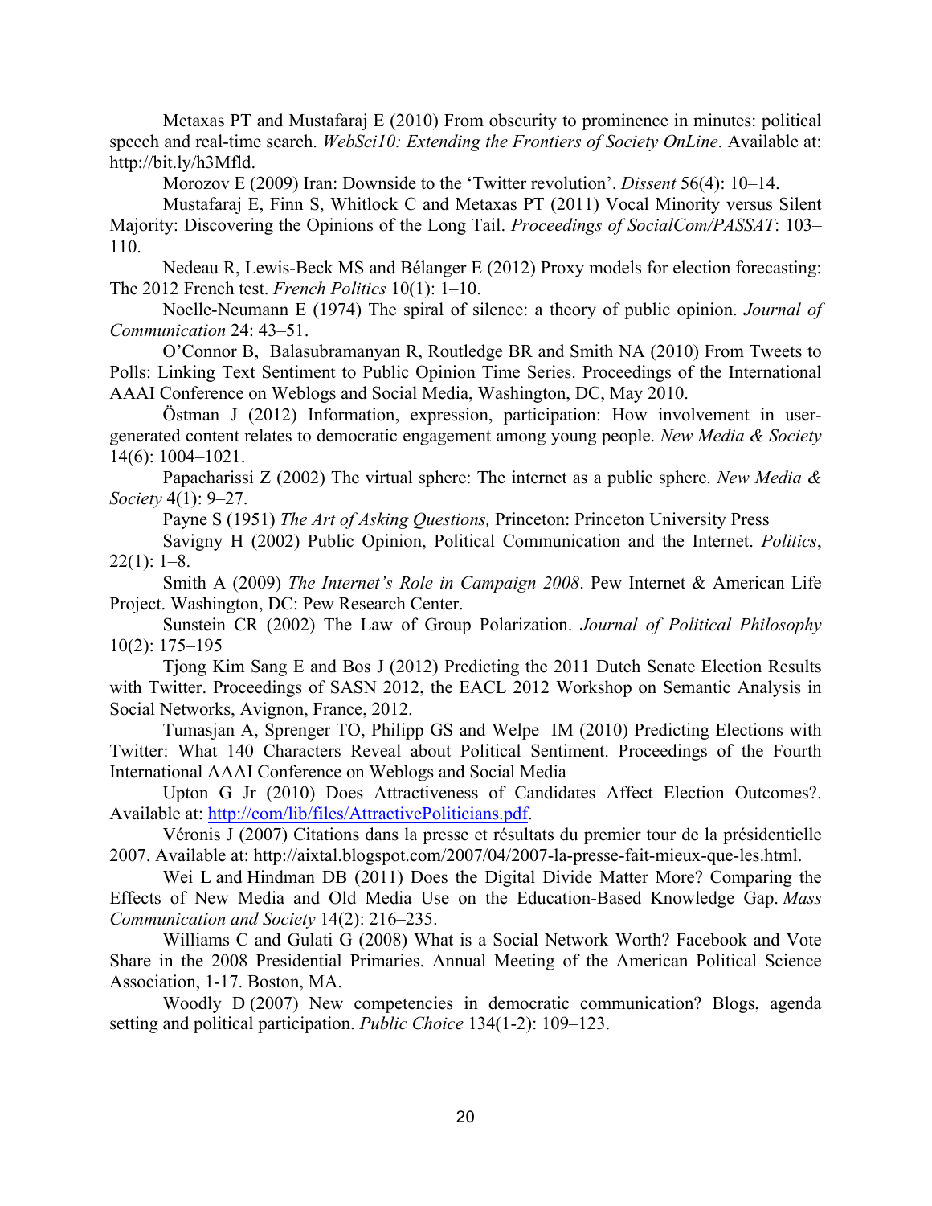Metaxas PT and Mustafaraj E (2010) From obscurity to prominence in minutes: political speech and real-time search. *WebSci10: Extending the Frontiers of Society OnLine*. Available at: http://bit.ly/h3Mfld.

Morozov E (2009) Iran: Downside to the 'Twitter revolution'. *Dissent* 56(4): 10–14.

Mustafaraj E, Finn S, Whitlock C and Metaxas PT (2011) Vocal Minority versus Silent Majority: Discovering the Opinions of the Long Tail. *Proceedings of SocialCom/PASSAT*: 103–110.

Nedeau R, Lewis-Beck MS and Bélanger E (2012) Proxy models for election forecasting: The 2012 French test. *French Politics* 10(1): 1–10.

Noelle-Neumann E (1974) The spiral of silence: a theory of public opinion. *Journal of Communication* 24: 43–51.

O'Connor B, Balasubramanyan R, Routledge BR and Smith NA (2010) From Tweets to Polls: Linking Text Sentiment to Public Opinion Time Series. Proceedings of the International AAAI Conference on Weblogs and Social Media, Washington, DC, May 2010.

Östman J (2012) Information, expression, participation: How involvement in user-generated content relates to democratic engagement among young people. *New Media & Society* 14(6): 1004–1021.

Papacharissi Z (2002) The virtual sphere: The internet as a public sphere. *New Media & Society* 4(1): 9–27.

Payne S (1951) *The Art of Asking Questions,* Princeton: Princeton University Press

Savigny H (2002) Public Opinion, Political Communication and the Internet. *Politics*, 22(1): 1–8.

Smith A (2009) *The Internet's Role in Campaign 2008*. Pew Internet & American Life Project. Washington, DC: Pew Research Center.

Sunstein CR (2002) The Law of Group Polarization. *Journal of Political Philosophy* 10(2): 175–195

Tjong Kim Sang E and Bos J (2012) Predicting the 2011 Dutch Senate Election Results with Twitter. Proceedings of SASN 2012, the EACL 2012 Workshop on Semantic Analysis in Social Networks, Avignon, France, 2012.

Tumasjan A, Sprenger TO, Philipp GS and Welpe IM (2010) Predicting Elections with Twitter: What 140 Characters Reveal about Political Sentiment. Proceedings of the Fourth International AAAI Conference on Weblogs and Social Media

Upton G Jr (2010) Does Attractiveness of Candidates Affect Election Outcomes?. Available at: http://com/lib/files/AttractivePoliticians.pdf.

Véronis J (2007) Citations dans la presse et résultats du premier tour de la présidentielle 2007. Available at: http://aixtal.blogspot.com/2007/04/2007-la-presse-fait-mieux-que-les.html.

Wei L and Hindman DB (2011) Does the Digital Divide Matter More? Comparing the Effects of New Media and Old Media Use on the Education-Based Knowledge Gap. *Mass Communication and Society* 14(2): 216–235.

Williams C and Gulati G (2008) What is a Social Network Worth? Facebook and Vote Share in the 2008 Presidential Primaries. Annual Meeting of the American Political Science Association, 1-17. Boston, MA.

Woodly D (2007) New competencies in democratic communication? Blogs, agenda setting and political participation. *Public Choice* 134(1-2): 109–123.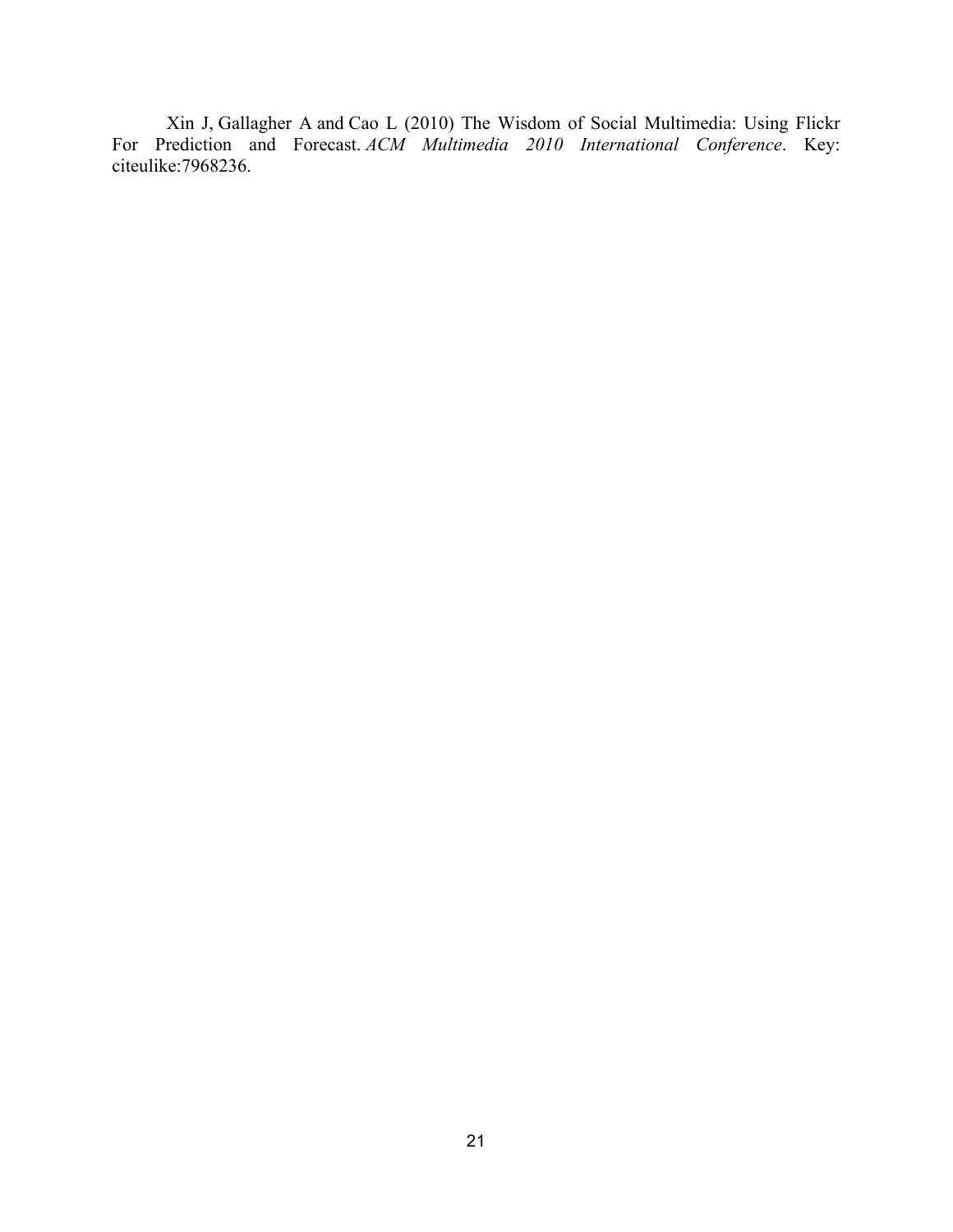Xin J, Gallagher A and Cao L (2010) The Wisdom of Social Multimedia: Using Flickr For Prediction and Forecast. *ACM Multimedia 2010 International Conference*. Key: citeulike:7968236.